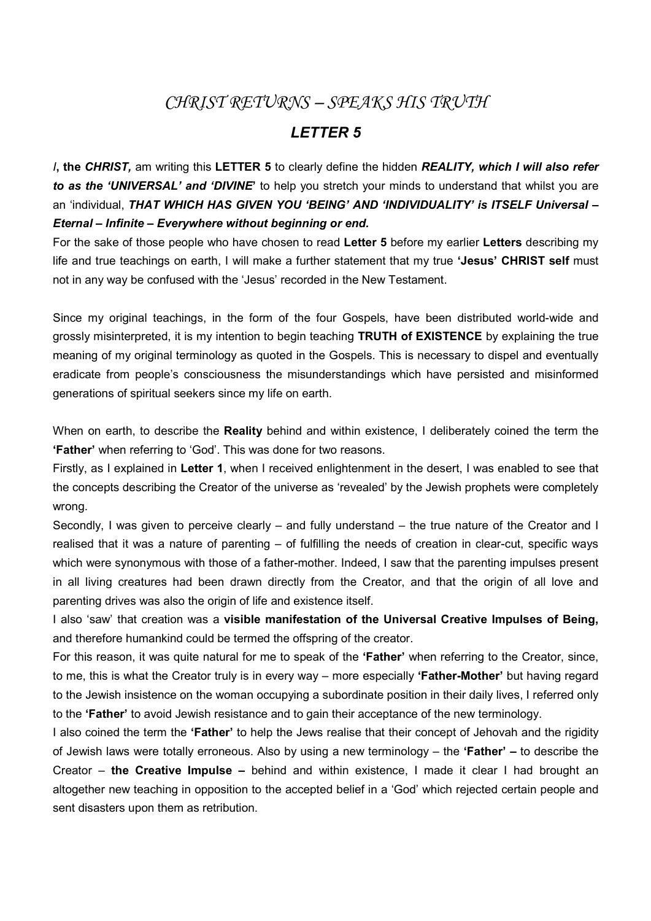# *CHRIST RETURNS – SPEAKS HIS TRUTH*

## *LETTER 5*

*I***, the** ***CHRIST,*** am writing this **LETTER 5** to clearly define the hidden ***REALITY, which I will also refer to as the 'UNIVERSAL' and 'DIVINE'*** to help you stretch your minds to understand that whilst you are an 'individual, ***THAT WHICH HAS GIVEN YOU 'BEING' AND 'INDIVIDUALITY' is ITSELF Universal – Eternal – Infinite – Everywhere without beginning or end.***

For the sake of those people who have chosen to read **Letter 5** before my earlier **Letters** describing my life and true teachings on earth, I will make a further statement that my true **'Jesus' CHRIST self** must not in any way be confused with the 'Jesus' recorded in the New Testament.

Since my original teachings, in the form of the four Gospels, have been distributed world-wide and grossly misinterpreted, it is my intention to begin teaching **TRUTH of EXISTENCE** by explaining the true meaning of my original terminology as quoted in the Gospels. This is necessary to dispel and eventually eradicate from people's consciousness the misunderstandings which have persisted and misinformed generations of spiritual seekers since my life on earth.

When on earth, to describe the **Reality** behind and within existence, I deliberately coined the term the **'Father'** when referring to 'God'. This was done for two reasons.

Firstly, as I explained in **Letter 1**, when I received enlightenment in the desert, I was enabled to see that the concepts describing the Creator of the universe as 'revealed' by the Jewish prophets were completely wrong.

Secondly, I was given to perceive clearly – and fully understand – the true nature of the Creator and I realised that it was a nature of parenting – of fulfilling the needs of creation in clear-cut, specific ways which were synonymous with those of a father-mother. Indeed, I saw that the parenting impulses present in all living creatures had been drawn directly from the Creator, and that the origin of all love and parenting drives was also the origin of life and existence itself.

I also 'saw' that creation was a **visible manifestation of the Universal Creative Impulses of Being,** and therefore humankind could be termed the offspring of the creator.

For this reason, it was quite natural for me to speak of the **'Father'** when referring to the Creator, since, to me, this is what the Creator truly is in every way – more especially **'Father-Mother'** but having regard to the Jewish insistence on the woman occupying a subordinate position in their daily lives, I referred only to the **'Father'** to avoid Jewish resistance and to gain their acceptance of the new terminology.

I also coined the term the **'Father'** to help the Jews realise that their concept of Jehovah and the rigidity of Jewish laws were totally erroneous. Also by using a new terminology – the **'Father' –** to describe the Creator – **the Creative Impulse –** behind and within existence, I made it clear I had brought an altogether new teaching in opposition to the accepted belief in a 'God' which rejected certain people and sent disasters upon them as retribution.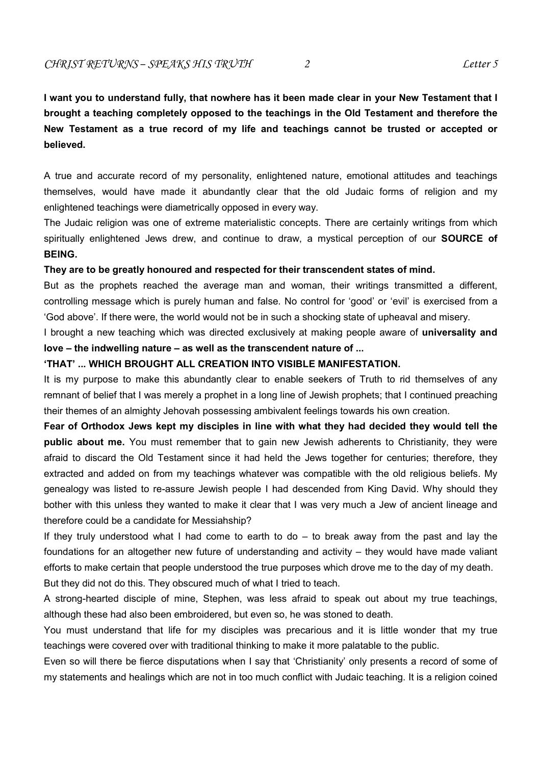**I want you to understand fully, that nowhere has it been made clear in your New Testament that I brought a teaching completely opposed to the teachings in the Old Testament and therefore the New Testament as a true record of my life and teachings cannot be trusted or accepted or believed.**

A true and accurate record of my personality, enlightened nature, emotional attitudes and teachings themselves, would have made it abundantly clear that the old Judaic forms of religion and my enlightened teachings were diametrically opposed in every way.

The Judaic religion was one of extreme materialistic concepts. There are certainly writings from which spiritually enlightened Jews drew, and continue to draw, a mystical perception of our **SOURCE of BEING.**

**They are to be greatly honoured and respected for their transcendent states of mind.**

But as the prophets reached the average man and woman, their writings transmitted a different, controlling message which is purely human and false. No control for 'good' or 'evil' is exercised from a 'God above'. If there were, the world would not be in such a shocking state of upheaval and misery.

I brought a new teaching which was directed exclusively at making people aware of **universality and love – the indwelling nature – as well as the transcendent nature of ...**

**'THAT' ... WHICH BROUGHT ALL CREATION INTO VISIBLE MANIFESTATION.**

It is my purpose to make this abundantly clear to enable seekers of Truth to rid themselves of any remnant of belief that I was merely a prophet in a long line of Jewish prophets; that I continued preaching their themes of an almighty Jehovah possessing ambivalent feelings towards his own creation.

**Fear of Orthodox Jews kept my disciples in line with what they had decided they would tell the public about me.** You must remember that to gain new Jewish adherents to Christianity, they were afraid to discard the Old Testament since it had held the Jews together for centuries; therefore, they extracted and added on from my teachings whatever was compatible with the old religious beliefs. My genealogy was listed to re-assure Jewish people I had descended from King David. Why should they bother with this unless they wanted to make it clear that I was very much a Jew of ancient lineage and therefore could be a candidate for Messiahship?

If they truly understood what I had come to earth to do – to break away from the past and lay the foundations for an altogether new future of understanding and activity – they would have made valiant efforts to make certain that people understood the true purposes which drove me to the day of my death.

But they did not do this. They obscured much of what I tried to teach.

A strong-hearted disciple of mine, Stephen, was less afraid to speak out about my true teachings, although these had also been embroidered, but even so, he was stoned to death.

You must understand that life for my disciples was precarious and it is little wonder that my true teachings were covered over with traditional thinking to make it more palatable to the public.

Even so will there be fierce disputations when I say that 'Christianity' only presents a record of some of my statements and healings which are not in too much conflict with Judaic teaching. It is a religion coined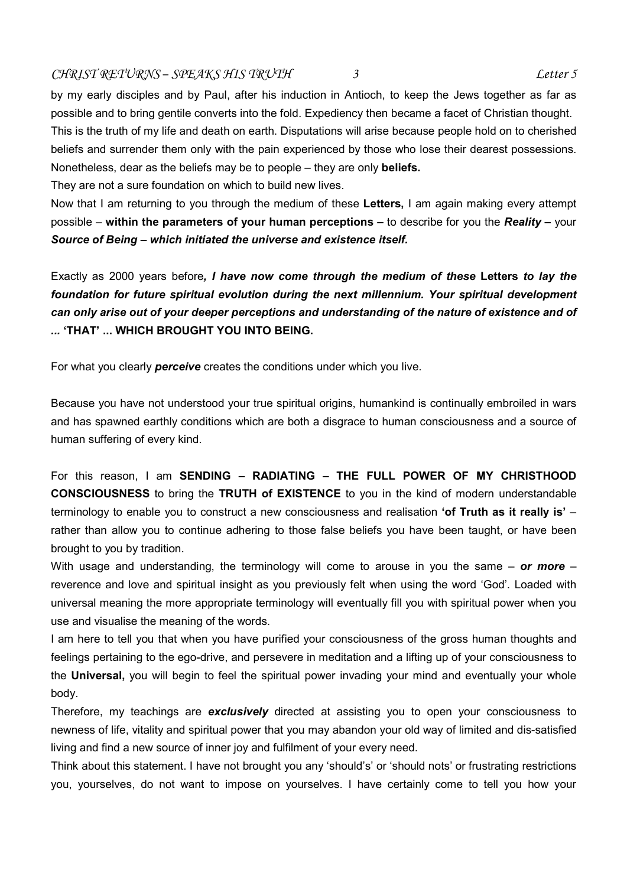by my early disciples and by Paul, after his induction in Antioch, to keep the Jews together as far as possible and to bring gentile converts into the fold. Expediency then became a facet of Christian thought.

This is the truth of my life and death on earth. Disputations will arise because people hold on to cherished beliefs and surrender them only with the pain experienced by those who lose their dearest possessions. Nonetheless, dear as the beliefs may be to people – they are only **beliefs.**

They are not a sure foundation on which to build new lives.

Now that I am returning to you through the medium of these **Letters,** I am again making every attempt possible – **within the parameters of your human perceptions –** to describe for you the ***Reality –*** your ***Source of Being – which initiated the universe and existence itself.***

Exactly as 2000 years before***, I have now come through the medium of these* Letters *to lay the foundation for future spiritual evolution during the next millennium. Your spiritual development can only arise out of your deeper perceptions and understanding of the nature of existence and of ...* 'THAT' ... WHICH BROUGHT YOU INTO BEING.**

For what you clearly ***perceive*** creates the conditions under which you live.

Because you have not understood your true spiritual origins, humankind is continually embroiled in wars and has spawned earthly conditions which are both a disgrace to human consciousness and a source of human suffering of every kind.

For this reason, I am **SENDING – RADIATING – THE FULL POWER OF MY CHRISTHOOD CONSCIOUSNESS** to bring the **TRUTH of EXISTENCE** to you in the kind of modern understandable terminology to enable you to construct a new consciousness and realisation **'of Truth as it really is'** – rather than allow you to continue adhering to those false beliefs you have been taught, or have been brought to you by tradition.

With usage and understanding, the terminology will come to arouse in you the same – ***or more*** – reverence and love and spiritual insight as you previously felt when using the word 'God'. Loaded with universal meaning the more appropriate terminology will eventually fill you with spiritual power when you use and visualise the meaning of the words.

I am here to tell you that when you have purified your consciousness of the gross human thoughts and feelings pertaining to the ego-drive, and persevere in meditation and a lifting up of your consciousness to the **Universal,** you will begin to feel the spiritual power invading your mind and eventually your whole body.

Therefore, my teachings are ***exclusively*** directed at assisting you to open your consciousness to newness of life, vitality and spiritual power that you may abandon your old way of limited and dis-satisfied living and find a new source of inner joy and fulfilment of your every need.

Think about this statement. I have not brought you any 'should's' or 'should nots' or frustrating restrictions you, yourselves, do not want to impose on yourselves. I have certainly come to tell you how your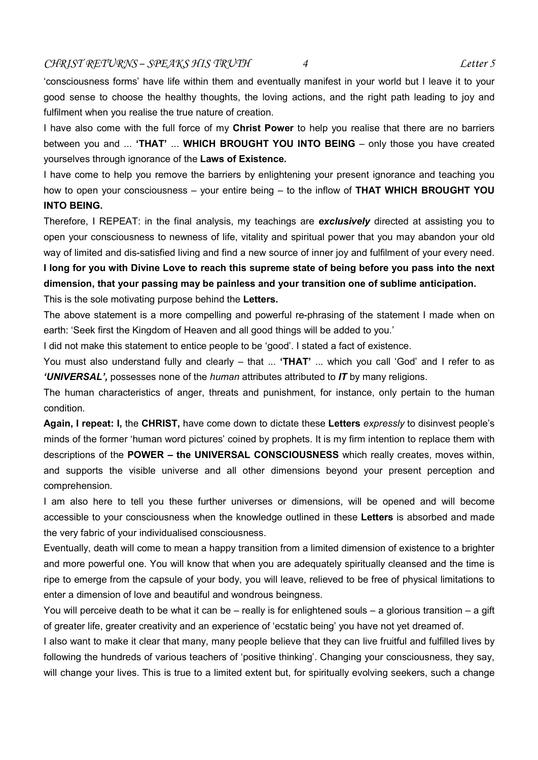'consciousness forms' have life within them and eventually manifest in your world but I leave it to your good sense to choose the healthy thoughts, the loving actions, and the right path leading to joy and fulfilment when you realise the true nature of creation.

I have also come with the full force of my **Christ Power** to help you realise that there are no barriers between you and ... **'THAT'** ... **WHICH BROUGHT YOU INTO BEING** – only those you have created yourselves through ignorance of the **Laws of Existence.**

I have come to help you remove the barriers by enlightening your present ignorance and teaching you how to open your consciousness – your entire being – to the inflow of **THAT WHICH BROUGHT YOU INTO BEING.**

Therefore, I REPEAT: in the final analysis, my teachings are ***exclusively*** directed at assisting you to open your consciousness to newness of life, vitality and spiritual power that you may abandon your old way of limited and dis-satisfied living and find a new source of inner joy and fulfilment of your every need.

**I long for you with Divine Love to reach this supreme state of being before you pass into the next dimension, that your passing may be painless and your transition one of sublime anticipation.**

This is the sole motivating purpose behind the **Letters.**

The above statement is a more compelling and powerful re-phrasing of the statement I made when on earth: 'Seek first the Kingdom of Heaven and all good things will be added to you.'

I did not make this statement to entice people to be 'good'. I stated a fact of existence.

You must also understand fully and clearly – that ... **'THAT'** ... which you call 'God' and I refer to as ***'UNIVERSAL',*** possesses none of the *human* attributes attributed to ***IT*** by many religions.

The human characteristics of anger, threats and punishment, for instance, only pertain to the human condition.

**Again, I repeat: I,** the **CHRIST,** have come down to dictate these **Letters** *expressly* to disinvest people's minds of the former 'human word pictures' coined by prophets. It is my firm intention to replace them with descriptions of the **POWER – the UNIVERSAL CONSCIOUSNESS** which really creates, moves within, and supports the visible universe and all other dimensions beyond your present perception and comprehension.

I am also here to tell you these further universes or dimensions, will be opened and will become accessible to your consciousness when the knowledge outlined in these **Letters** is absorbed and made the very fabric of your individualised consciousness.

Eventually, death will come to mean a happy transition from a limited dimension of existence to a brighter and more powerful one. You will know that when you are adequately spiritually cleansed and the time is ripe to emerge from the capsule of your body, you will leave, relieved to be free of physical limitations to enter a dimension of love and beautiful and wondrous beingness.

You will perceive death to be what it can be – really is for enlightened souls – a glorious transition – a gift of greater life, greater creativity and an experience of 'ecstatic being' you have not yet dreamed of.

I also want to make it clear that many, many people believe that they can live fruitful and fulfilled lives by following the hundreds of various teachers of 'positive thinking'. Changing your consciousness, they say, will change your lives. This is true to a limited extent but, for spiritually evolving seekers, such a change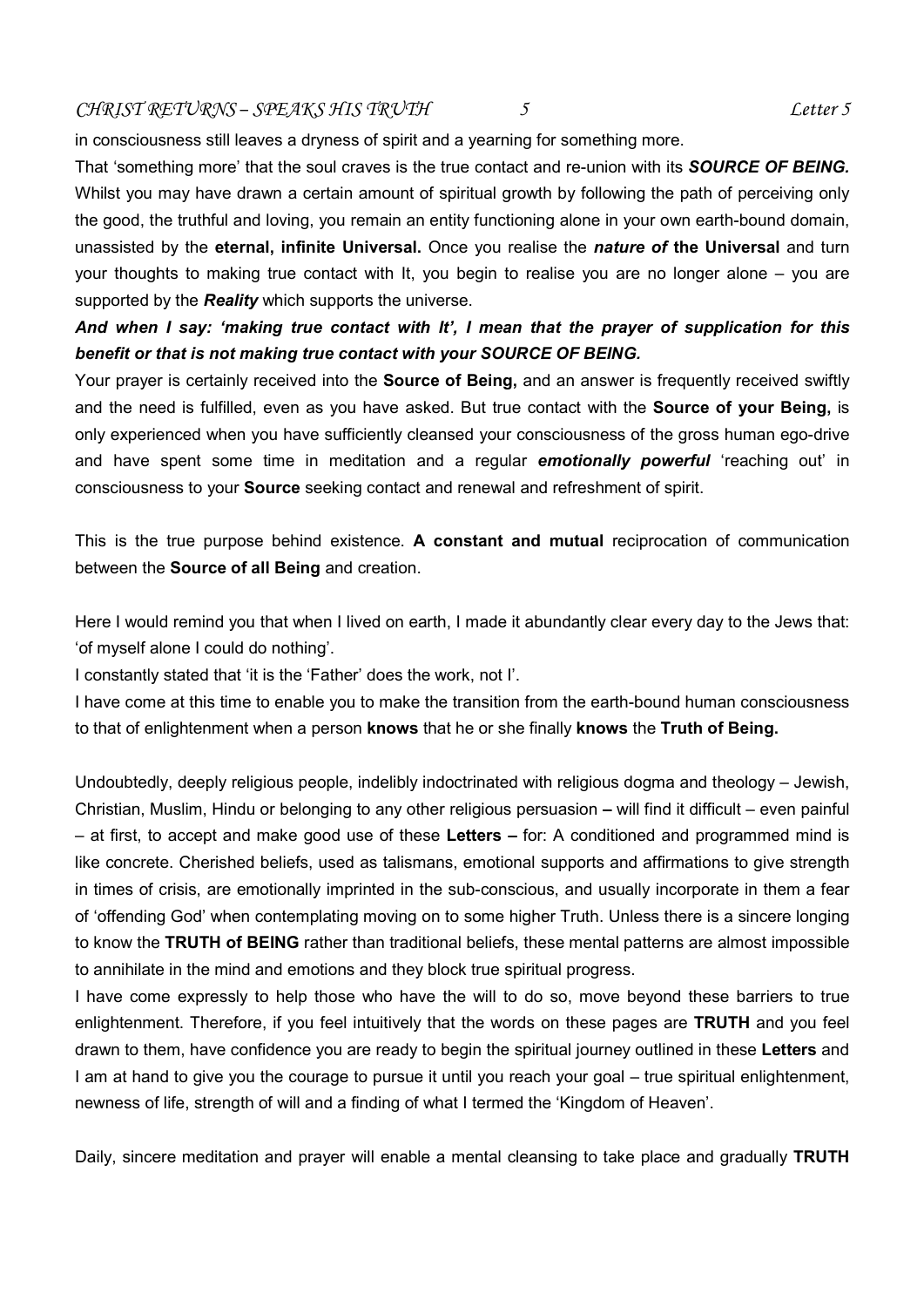in consciousness still leaves a dryness of spirit and a yearning for something more.

That 'something more' that the soul craves is the true contact and re-union with its ***SOURCE OF BEING.*** Whilst you may have drawn a certain amount of spiritual growth by following the path of perceiving only the good, the truthful and loving, you remain an entity functioning alone in your own earth-bound domain, unassisted by the **eternal, infinite Universal.** Once you realise the ***nature of*** **the Universal** and turn your thoughts to making true contact with It, you begin to realise you are no longer alone – you are supported by the ***Reality*** which supports the universe.

***And when I say: 'making true contact with It', I mean that the prayer of supplication for this benefit or that is not making true contact with your SOURCE OF BEING.***

Your prayer is certainly received into the **Source of Being,** and an answer is frequently received swiftly and the need is fulfilled, even as you have asked. But true contact with the **Source of your Being,** is only experienced when you have sufficiently cleansed your consciousness of the gross human ego-drive and have spent some time in meditation and a regular ***emotionally powerful*** 'reaching out' in consciousness to your **Source** seeking contact and renewal and refreshment of spirit.

This is the true purpose behind existence. **A constant and mutual** reciprocation of communication between the **Source of all Being** and creation.

Here I would remind you that when I lived on earth, I made it abundantly clear every day to the Jews that: 'of myself alone I could do nothing'.

I constantly stated that 'it is the 'Father' does the work, not I'.

I have come at this time to enable you to make the transition from the earth-bound human consciousness to that of enlightenment when a person **knows** that he or she finally **knows** the **Truth of Being.**

Undoubtedly, deeply religious people, indelibly indoctrinated with religious dogma and theology – Jewish, Christian, Muslim, Hindu or belonging to any other religious persuasion **–** will find it difficult – even painful – at first, to accept and make good use of these **Letters –** for: A conditioned and programmed mind is like concrete. Cherished beliefs, used as talismans, emotional supports and affirmations to give strength in times of crisis, are emotionally imprinted in the sub-conscious, and usually incorporate in them a fear of 'offending God' when contemplating moving on to some higher Truth. Unless there is a sincere longing to know the **TRUTH of BEING** rather than traditional beliefs, these mental patterns are almost impossible to annihilate in the mind and emotions and they block true spiritual progress.

I have come expressly to help those who have the will to do so, move beyond these barriers to true enlightenment. Therefore, if you feel intuitively that the words on these pages are **TRUTH** and you feel drawn to them, have confidence you are ready to begin the spiritual journey outlined in these **Letters** and I am at hand to give you the courage to pursue it until you reach your goal – true spiritual enlightenment, newness of life, strength of will and a finding of what I termed the 'Kingdom of Heaven'.

Daily, sincere meditation and prayer will enable a mental cleansing to take place and gradually **TRUTH**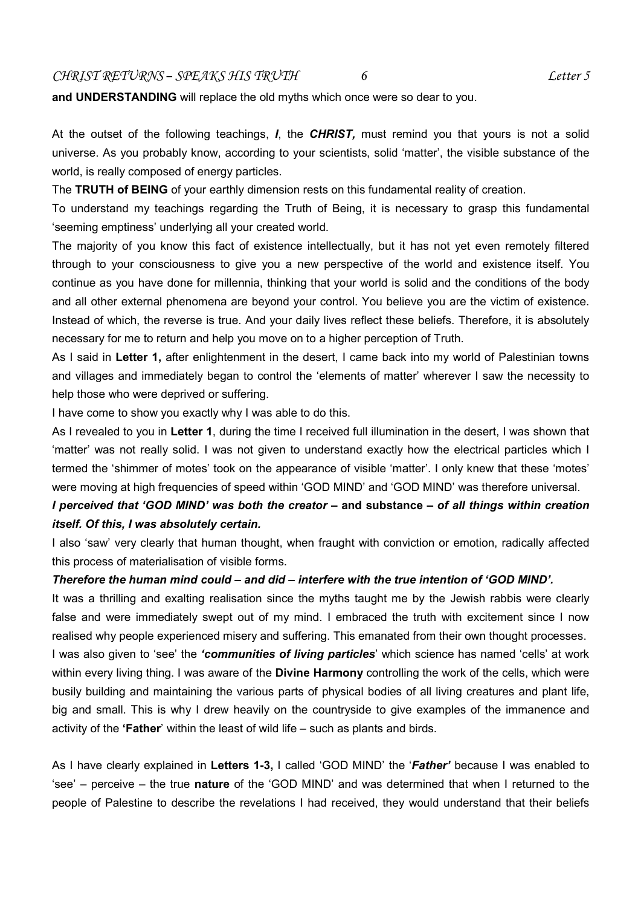**and UNDERSTANDING** will replace the old myths which once were so dear to you.

At the outset of the following teachings, ***I***, the ***CHRIST,*** must remind you that yours is not a solid universe. As you probably know, according to your scientists, solid 'matter', the visible substance of the world, is really composed of energy particles.

The **TRUTH of BEING** of your earthly dimension rests on this fundamental reality of creation.

To understand my teachings regarding the Truth of Being, it is necessary to grasp this fundamental 'seeming emptiness' underlying all your created world.

The majority of you know this fact of existence intellectually, but it has not yet even remotely filtered through to your consciousness to give you a new perspective of the world and existence itself. You continue as you have done for millennia, thinking that your world is solid and the conditions of the body and all other external phenomena are beyond your control. You believe you are the victim of existence. Instead of which, the reverse is true. And your daily lives reflect these beliefs. Therefore, it is absolutely necessary for me to return and help you move on to a higher perception of Truth.

As I said in **Letter 1,** after enlightenment in the desert, I came back into my world of Palestinian towns and villages and immediately began to control the 'elements of matter' wherever I saw the necessity to help those who were deprived or suffering.

I have come to show you exactly why I was able to do this.

As I revealed to you in **Letter 1**, during the time I received full illumination in the desert, I was shown that 'matter' was not really solid. I was not given to understand exactly how the electrical particles which I termed the 'shimmer of motes' took on the appearance of visible 'matter'. I only knew that these 'motes' were moving at high frequencies of speed within 'GOD MIND' and 'GOD MIND' was therefore universal.

***I perceived that 'GOD MIND' was both the creator* – and substance – *of all things within creation itself. Of this, I was absolutely certain.***

I also 'saw' very clearly that human thought, when fraught with conviction or emotion, radically affected this process of materialisation of visible forms.

***Therefore the human mind could – and did – interfere with the true intention of 'GOD MIND'.***

It was a thrilling and exalting realisation since the myths taught me by the Jewish rabbis were clearly false and were immediately swept out of my mind. I embraced the truth with excitement since I now realised why people experienced misery and suffering. This emanated from their own thought processes.

I was also given to 'see' the ***'communities of living particles'*** which science has named 'cells' at work within every living thing. I was aware of the **Divine Harmony** controlling the work of the cells, which were busily building and maintaining the various parts of physical bodies of all living creatures and plant life, big and small. This is why I drew heavily on the countryside to give examples of the immanence and activity of the **'Father'** within the least of wild life – such as plants and birds.

As I have clearly explained in **Letters 1-3,** I called 'GOD MIND' the '***Father'*** because I was enabled to 'see' – perceive – the true **nature** of the 'GOD MIND' and was determined that when I returned to the people of Palestine to describe the revelations I had received, they would understand that their beliefs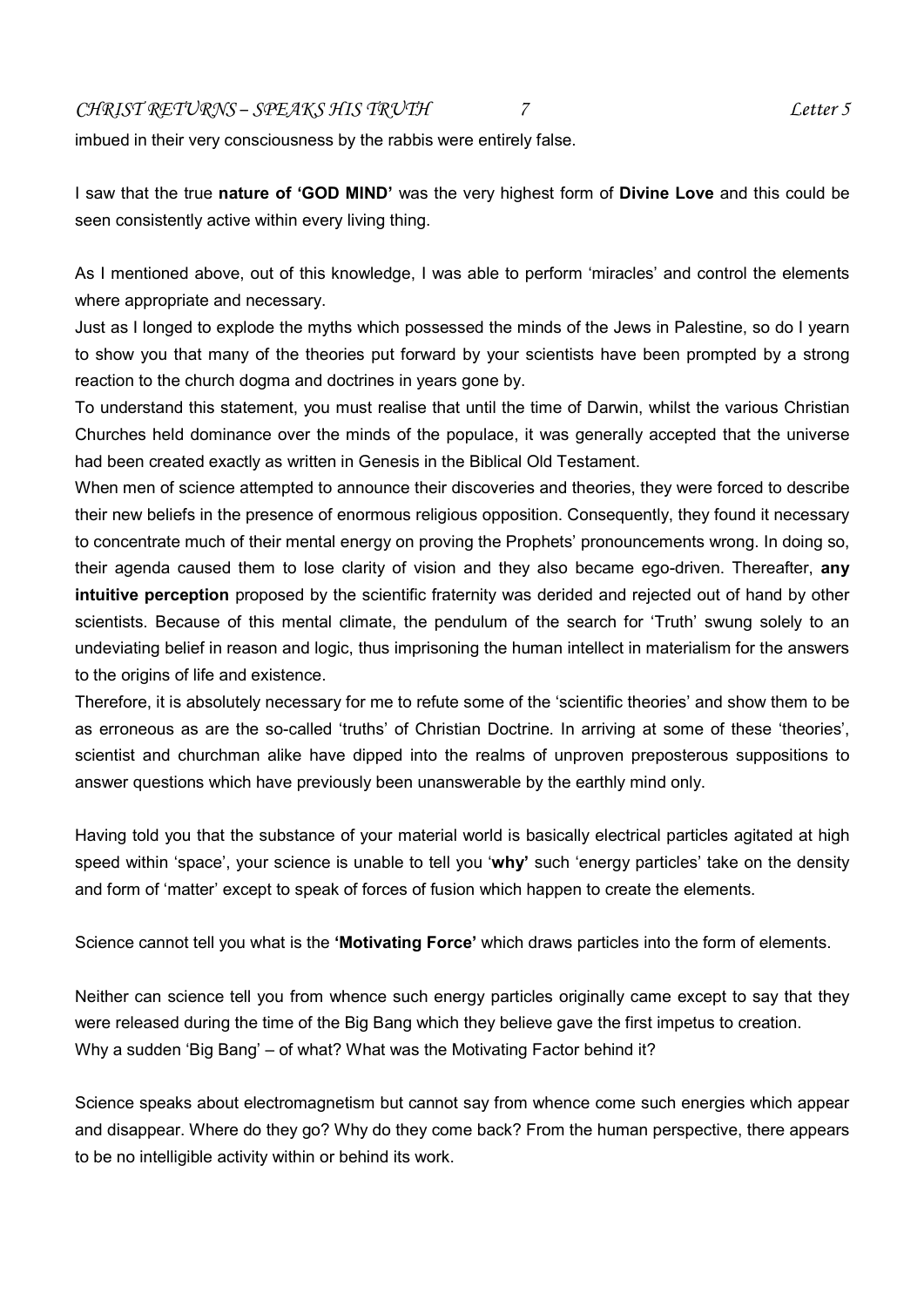imbued in their very consciousness by the rabbis were entirely false.

I saw that the true **nature of 'GOD MIND'** was the very highest form of **Divine Love** and this could be seen consistently active within every living thing.

As I mentioned above, out of this knowledge, I was able to perform 'miracles' and control the elements where appropriate and necessary.

Just as I longed to explode the myths which possessed the minds of the Jews in Palestine, so do I yearn to show you that many of the theories put forward by your scientists have been prompted by a strong reaction to the church dogma and doctrines in years gone by.

To understand this statement, you must realise that until the time of Darwin, whilst the various Christian Churches held dominance over the minds of the populace, it was generally accepted that the universe had been created exactly as written in Genesis in the Biblical Old Testament.

When men of science attempted to announce their discoveries and theories, they were forced to describe their new beliefs in the presence of enormous religious opposition. Consequently, they found it necessary to concentrate much of their mental energy on proving the Prophets' pronouncements wrong. In doing so, their agenda caused them to lose clarity of vision and they also became ego-driven. Thereafter, **any intuitive perception** proposed by the scientific fraternity was derided and rejected out of hand by other scientists. Because of this mental climate, the pendulum of the search for 'Truth' swung solely to an undeviating belief in reason and logic, thus imprisoning the human intellect in materialism for the answers to the origins of life and existence.

Therefore, it is absolutely necessary for me to refute some of the 'scientific theories' and show them to be as erroneous as are the so-called 'truths' of Christian Doctrine. In arriving at some of these 'theories', scientist and churchman alike have dipped into the realms of unproven preposterous suppositions to answer questions which have previously been unanswerable by the earthly mind only.

Having told you that the substance of your material world is basically electrical particles agitated at high speed within 'space', your science is unable to tell you '**why'** such 'energy particles' take on the density and form of 'matter' except to speak of forces of fusion which happen to create the elements.

Science cannot tell you what is the **'Motivating Force'** which draws particles into the form of elements.

Neither can science tell you from whence such energy particles originally came except to say that they were released during the time of the Big Bang which they believe gave the first impetus to creation.
Why a sudden 'Big Bang' – of what? What was the Motivating Factor behind it?

Science speaks about electromagnetism but cannot say from whence come such energies which appear and disappear. Where do they go? Why do they come back? From the human perspective, there appears to be no intelligible activity within or behind its work.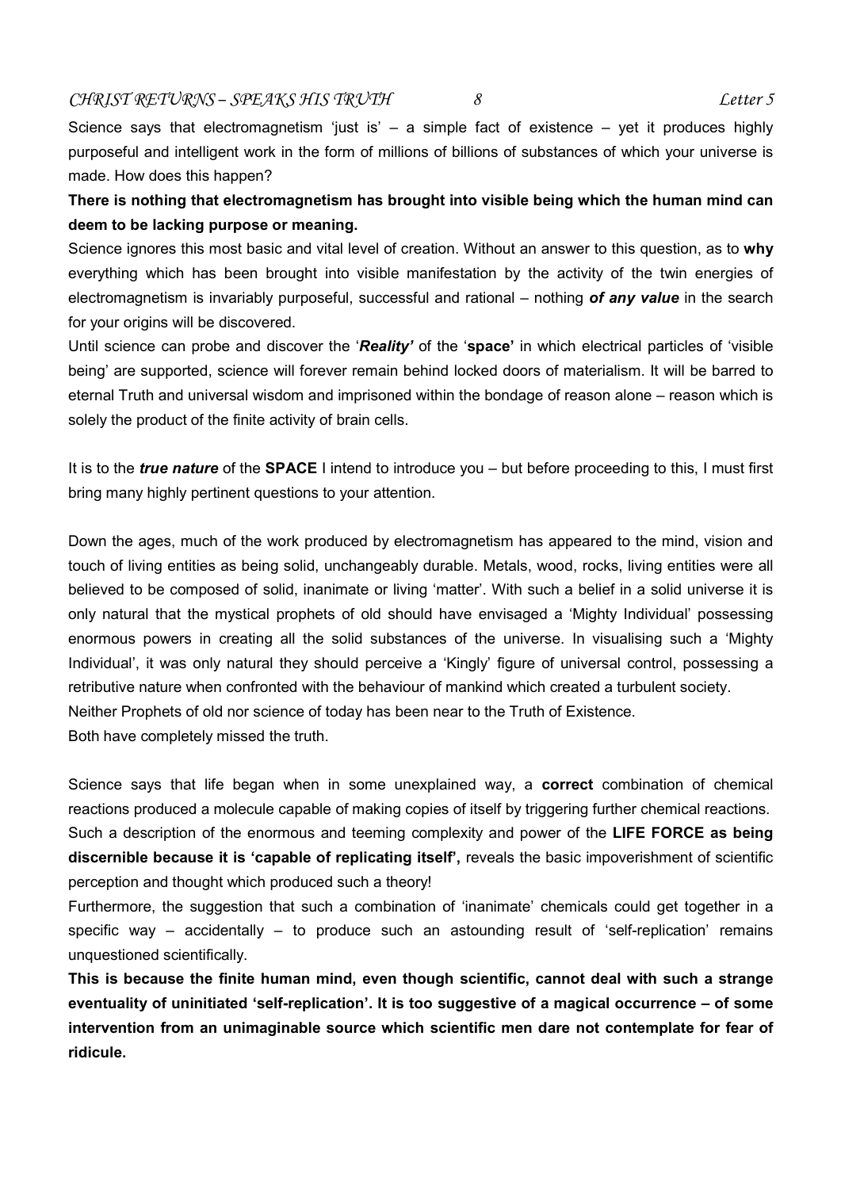Science says that electromagnetism 'just is' – a simple fact of existence – yet it produces highly purposeful and intelligent work in the form of millions of billions of substances of which your universe is made. How does this happen?

**There is nothing that electromagnetism has brought into visible being which the human mind can deem to be lacking purpose or meaning.**

Science ignores this most basic and vital level of creation. Without an answer to this question, as to **why** everything which has been brought into visible manifestation by the activity of the twin energies of electromagnetism is invariably purposeful, successful and rational – nothing ***of any value*** in the search for your origins will be discovered.

Until science can probe and discover the '***Reality'*** of the '**space'** in which electrical particles of 'visible being' are supported, science will forever remain behind locked doors of materialism. It will be barred to eternal Truth and universal wisdom and imprisoned within the bondage of reason alone – reason which is solely the product of the finite activity of brain cells.

It is to the ***true nature*** of the **SPACE** I intend to introduce you – but before proceeding to this, I must first bring many highly pertinent questions to your attention.

Down the ages, much of the work produced by electromagnetism has appeared to the mind, vision and touch of living entities as being solid, unchangeably durable. Metals, wood, rocks, living entities were all believed to be composed of solid, inanimate or living 'matter'. With such a belief in a solid universe it is only natural that the mystical prophets of old should have envisaged a 'Mighty Individual' possessing enormous powers in creating all the solid substances of the universe. In visualising such a 'Mighty Individual', it was only natural they should perceive a 'Kingly' figure of universal control, possessing a retributive nature when confronted with the behaviour of mankind which created a turbulent society.

Neither Prophets of old nor science of today has been near to the Truth of Existence.

Both have completely missed the truth.

Science says that life began when in some unexplained way, a **correct** combination of chemical reactions produced a molecule capable of making copies of itself by triggering further chemical reactions.

Such a description of the enormous and teeming complexity and power of the **LIFE FORCE as being discernible because it is 'capable of replicating itself',** reveals the basic impoverishment of scientific perception and thought which produced such a theory!

Furthermore, the suggestion that such a combination of 'inanimate' chemicals could get together in a specific way – accidentally – to produce such an astounding result of 'self-replication' remains unquestioned scientifically.

**This is because the finite human mind, even though scientific, cannot deal with such a strange eventuality of uninitiated 'self-replication'. It is too suggestive of a magical occurrence – of some intervention from an unimaginable source which scientific men dare not contemplate for fear of ridicule.**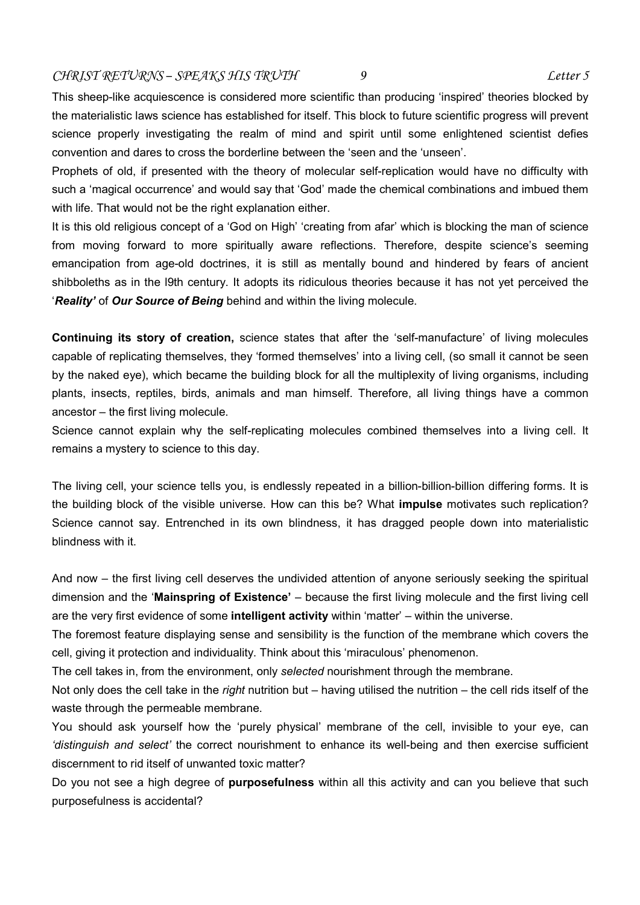This sheep-like acquiescence is considered more scientific than producing 'inspired' theories blocked by the materialistic laws science has established for itself. This block to future scientific progress will prevent science properly investigating the realm of mind and spirit until some enlightened scientist defies convention and dares to cross the borderline between the 'seen and the 'unseen'.

Prophets of old, if presented with the theory of molecular self-replication would have no difficulty with such a 'magical occurrence' and would say that 'God' made the chemical combinations and imbued them with life. That would not be the right explanation either.

It is this old religious concept of a 'God on High' 'creating from afar' which is blocking the man of science from moving forward to more spiritually aware reflections. Therefore, despite science's seeming emancipation from age-old doctrines, it is still as mentally bound and hindered by fears of ancient shibboleths as in the l9th century. It adopts its ridiculous theories because it has not yet perceived the '***Reality'*** of ***Our Source of Being*** behind and within the living molecule.

**Continuing its story of creation,** science states that after the 'self-manufacture' of living molecules capable of replicating themselves, they 'formed themselves' into a living cell, (so small it cannot be seen by the naked eye), which became the building block for all the multiplexity of living organisms, including plants, insects, reptiles, birds, animals and man himself. Therefore, all living things have a common ancestor – the first living molecule.

Science cannot explain why the self-replicating molecules combined themselves into a living cell. It remains a mystery to science to this day.

The living cell, your science tells you, is endlessly repeated in a billion-billion-billion differing forms. It is the building block of the visible universe. How can this be? What **impulse** motivates such replication? Science cannot say. Entrenched in its own blindness, it has dragged people down into materialistic blindness with it.

And now – the first living cell deserves the undivided attention of anyone seriously seeking the spiritual dimension and the '**Mainspring of Existence'** – because the first living molecule and the first living cell are the very first evidence of some **intelligent activity** within 'matter' – within the universe.

The foremost feature displaying sense and sensibility is the function of the membrane which covers the cell, giving it protection and individuality. Think about this 'miraculous' phenomenon.

The cell takes in, from the environment, only *selected* nourishment through the membrane.

Not only does the cell take in the *right* nutrition but – having utilised the nutrition – the cell rids itself of the waste through the permeable membrane.

You should ask yourself how the 'purely physical' membrane of the cell, invisible to your eye, can *'distinguish and select'* the correct nourishment to enhance its well-being and then exercise sufficient discernment to rid itself of unwanted toxic matter?

Do you not see a high degree of **purposefulness** within all this activity and can you believe that such purposefulness is accidental?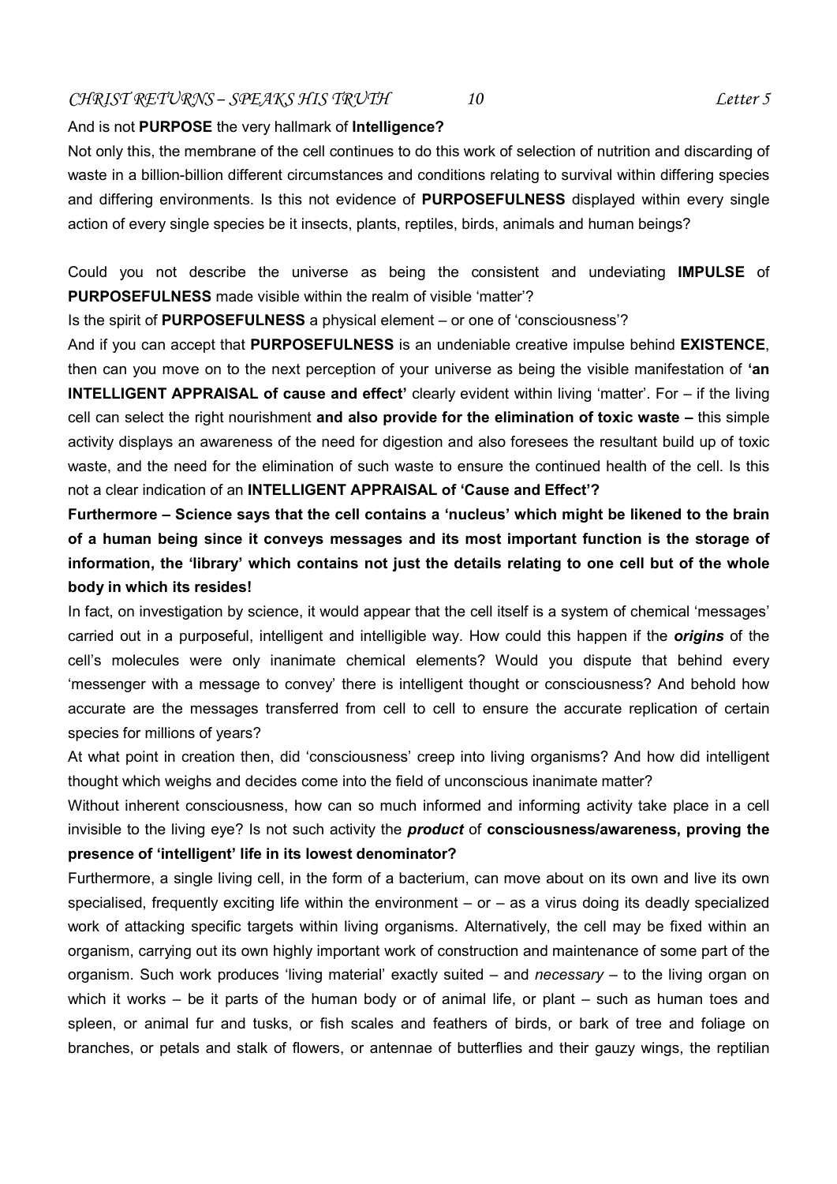And is not **PURPOSE** the very hallmark of **Intelligence?**

Not only this, the membrane of the cell continues to do this work of selection of nutrition and discarding of waste in a billion-billion different circumstances and conditions relating to survival within differing species and differing environments. Is this not evidence of **PURPOSEFULNESS** displayed within every single action of every single species be it insects, plants, reptiles, birds, animals and human beings?

Could you not describe the universe as being the consistent and undeviating **IMPULSE** of **PURPOSEFULNESS** made visible within the realm of visible 'matter'?

Is the spirit of **PURPOSEFULNESS** a physical element – or one of 'consciousness'?

And if you can accept that **PURPOSEFULNESS** is an undeniable creative impulse behind **EXISTENCE**, then can you move on to the next perception of your universe as being the visible manifestation of **'an INTELLIGENT APPRAISAL of cause and effect'** clearly evident within living 'matter'. For – if the living cell can select the right nourishment **and also provide for the elimination of toxic waste –** this simple activity displays an awareness of the need for digestion and also foresees the resultant build up of toxic waste, and the need for the elimination of such waste to ensure the continued health of the cell. Is this not a clear indication of an **INTELLIGENT APPRAISAL of 'Cause and Effect'?**

**Furthermore – Science says that the cell contains a 'nucleus' which might be likened to the brain of a human being since it conveys messages and its most important function is the storage of information, the 'library' which contains not just the details relating to one cell but of the whole body in which its resides!**

In fact, on investigation by science, it would appear that the cell itself is a system of chemical 'messages' carried out in a purposeful, intelligent and intelligible way. How could this happen if the ***origins*** of the cell's molecules were only inanimate chemical elements? Would you dispute that behind every 'messenger with a message to convey' there is intelligent thought or consciousness? And behold how accurate are the messages transferred from cell to cell to ensure the accurate replication of certain species for millions of years?

At what point in creation then, did 'consciousness' creep into living organisms? And how did intelligent thought which weighs and decides come into the field of unconscious inanimate matter?

Without inherent consciousness, how can so much informed and informing activity take place in a cell invisible to the living eye? Is not such activity the ***product*** of **consciousness/awareness, proving the presence of 'intelligent' life in its lowest denominator?**

Furthermore, a single living cell, in the form of a bacterium, can move about on its own and live its own specialised, frequently exciting life within the environment – or – as a virus doing its deadly specialized work of attacking specific targets within living organisms. Alternatively, the cell may be fixed within an organism, carrying out its own highly important work of construction and maintenance of some part of the organism. Such work produces 'living material' exactly suited – and *necessary* – to the living organ on which it works – be it parts of the human body or of animal life, or plant – such as human toes and spleen, or animal fur and tusks, or fish scales and feathers of birds, or bark of tree and foliage on branches, or petals and stalk of flowers, or antennae of butterflies and their gauzy wings, the reptilian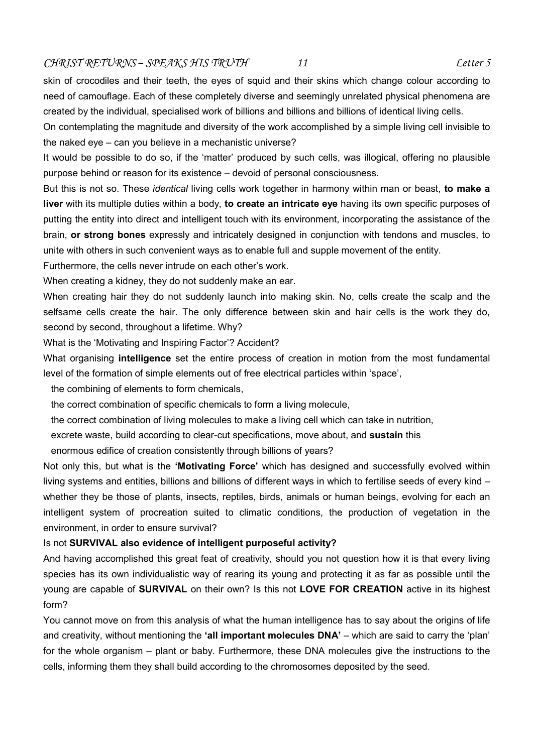skin of crocodiles and their teeth, the eyes of squid and their skins which change colour according to need of camouflage. Each of these completely diverse and seemingly unrelated physical phenomena are created by the individual, specialised work of billions and billions and billions of identical living cells.

On contemplating the magnitude and diversity of the work accomplished by a simple living cell invisible to the naked eye – can you believe in a mechanistic universe?

It would be possible to do so, if the 'matter' produced by such cells, was illogical, offering no plausible purpose behind or reason for its existence – devoid of personal consciousness.

But this is not so. These *identical* living cells work together in harmony within man or beast, **to make a liver** with its multiple duties within a body, **to create an intricate eye** having its own specific purposes of putting the entity into direct and intelligent touch with its environment, incorporating the assistance of the brain, **or strong bones** expressly and intricately designed in conjunction with tendons and muscles, to unite with others in such convenient ways as to enable full and supple movement of the entity.

Furthermore, the cells never intrude on each other's work.

When creating a kidney, they do not suddenly make an ear.

When creating hair they do not suddenly launch into making skin. No, cells create the scalp and the selfsame cells create the hair. The only difference between skin and hair cells is the work they do, second by second, throughout a lifetime. Why?

What is the 'Motivating and Inspiring Factor'? Accident?

What organising **intelligence** set the entire process of creation in motion from the most fundamental level of the formation of simple elements out of free electrical particles within 'space',

the combining of elements to form chemicals,

the correct combination of specific chemicals to form a living molecule,

the correct combination of living molecules to make a living cell which can take in nutrition,

excrete waste, build according to clear-cut specifications, move about, and **sustain** this

enormous edifice of creation consistently through billions of years?

Not only this, but what is the **'Motivating Force'** which has designed and successfully evolved within living systems and entities, billions and billions of different ways in which to fertilise seeds of every kind – whether they be those of plants, insects, reptiles, birds, animals or human beings, evolving for each an intelligent system of procreation suited to climatic conditions, the production of vegetation in the environment, in order to ensure survival?

Is not **SURVIVAL also evidence of intelligent purposeful activity?**

And having accomplished this great feat of creativity, should you not question how it is that every living species has its own individualistic way of rearing its young and protecting it as far as possible until the young are capable of **SURVIVAL** on their own? Is this not **LOVE FOR CREATION** active in its highest form?

You cannot move on from this analysis of what the human intelligence has to say about the origins of life and creativity, without mentioning the **'all important molecules DNA'** – which are said to carry the 'plan' for the whole organism – plant or baby. Furthermore, these DNA molecules give the instructions to the cells, informing them they shall build according to the chromosomes deposited by the seed.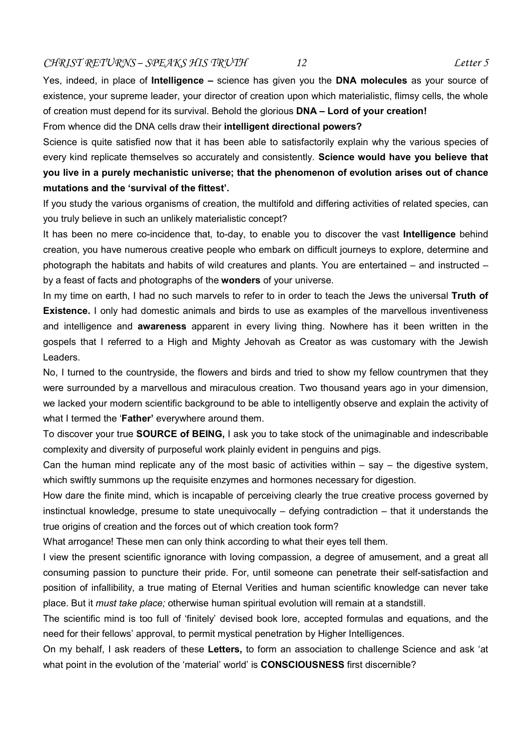Yes, indeed, in place of **Intelligence –** science has given you the **DNA molecules** as your source of existence, your supreme leader, your director of creation upon which materialistic, flimsy cells, the whole of creation must depend for its survival. Behold the glorious **DNA – Lord of your creation!**

From whence did the DNA cells draw their **intelligent directional powers?**

Science is quite satisfied now that it has been able to satisfactorily explain why the various species of every kind replicate themselves so accurately and consistently. **Science would have you believe that you live in a purely mechanistic universe; that the phenomenon of evolution arises out of chance mutations and the 'survival of the fittest'.**

If you study the various organisms of creation, the multifold and differing activities of related species, can you truly believe in such an unlikely materialistic concept?

It has been no mere co-incidence that, to-day, to enable you to discover the vast **Intelligence** behind creation, you have numerous creative people who embark on difficult journeys to explore, determine and photograph the habitats and habits of wild creatures and plants. You are entertained – and instructed – by a feast of facts and photographs of the **wonders** of your universe.

In my time on earth, I had no such marvels to refer to in order to teach the Jews the universal **Truth of Existence.** I only had domestic animals and birds to use as examples of the marvellous inventiveness and intelligence and **awareness** apparent in every living thing. Nowhere has it been written in the gospels that I referred to a High and Mighty Jehovah as Creator as was customary with the Jewish Leaders.

No, I turned to the countryside, the flowers and birds and tried to show my fellow countrymen that they were surrounded by a marvellous and miraculous creation. Two thousand years ago in your dimension, we lacked your modern scientific background to be able to intelligently observe and explain the activity of what I termed the '**Father'** everywhere around them.

To discover your true **SOURCE of BEING,** I ask you to take stock of the unimaginable and indescribable complexity and diversity of purposeful work plainly evident in penguins and pigs.

Can the human mind replicate any of the most basic of activities within – say – the digestive system, which swiftly summons up the requisite enzymes and hormones necessary for digestion.

How dare the finite mind, which is incapable of perceiving clearly the true creative process governed by instinctual knowledge, presume to state unequivocally – defying contradiction – that it understands the true origins of creation and the forces out of which creation took form?

What arrogance! These men can only think according to what their eyes tell them.

I view the present scientific ignorance with loving compassion, a degree of amusement, and a great all consuming passion to puncture their pride. For, until someone can penetrate their self-satisfaction and position of infallibility, a true mating of Eternal Verities and human scientific knowledge can never take place. But it *must take place;* otherwise human spiritual evolution will remain at a standstill.

The scientific mind is too full of 'finitely' devised book lore, accepted formulas and equations, and the need for their fellows' approval, to permit mystical penetration by Higher Intelligences.

On my behalf, I ask readers of these **Letters,** to form an association to challenge Science and ask 'at what point in the evolution of the 'material' world' is **CONSCIOUSNESS** first discernible?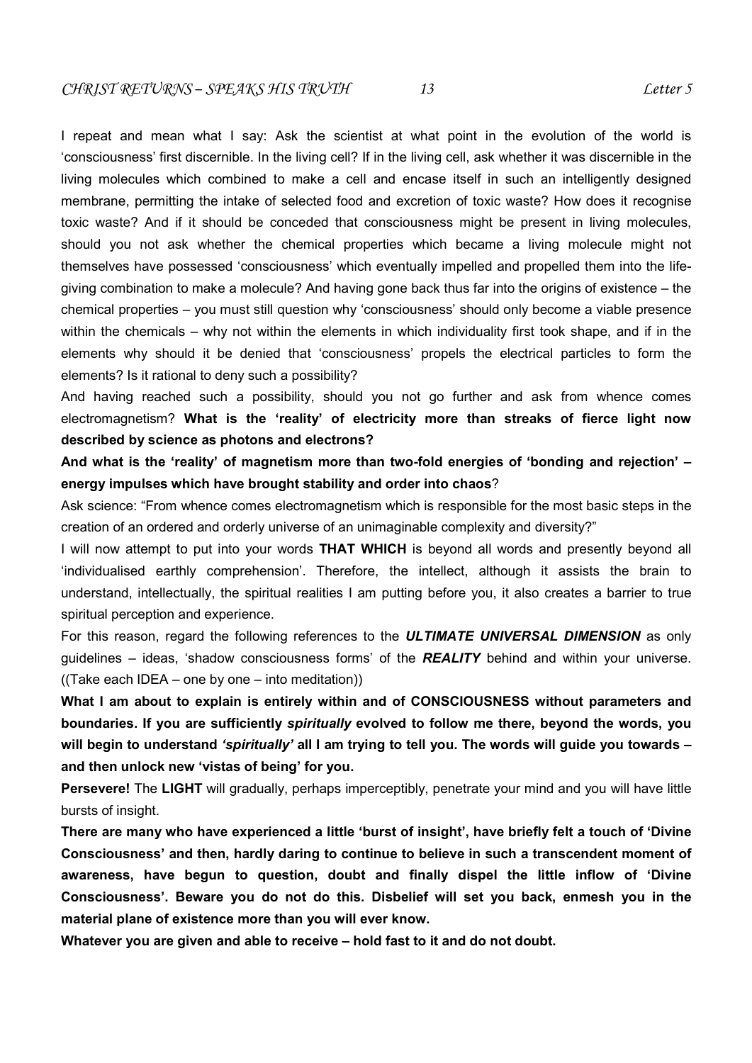I repeat and mean what I say: Ask the scientist at what point in the evolution of the world is 'consciousness' first discernible. In the living cell? If in the living cell, ask whether it was discernible in the living molecules which combined to make a cell and encase itself in such an intelligently designed membrane, permitting the intake of selected food and excretion of toxic waste? How does it recognise toxic waste? And if it should be conceded that consciousness might be present in living molecules, should you not ask whether the chemical properties which became a living molecule might not themselves have possessed 'consciousness' which eventually impelled and propelled them into the life-giving combination to make a molecule? And having gone back thus far into the origins of existence – the chemical properties – you must still question why 'consciousness' should only become a viable presence within the chemicals – why not within the elements in which individuality first took shape, and if in the elements why should it be denied that 'consciousness' propels the electrical particles to form the elements? Is it rational to deny such a possibility?

And having reached such a possibility, should you not go further and ask from whence comes electromagnetism? **What is the 'reality' of electricity more than streaks of fierce light now described by science as photons and electrons?**

**And what is the 'reality' of magnetism more than two-fold energies of 'bonding and rejection' – energy impulses which have brought stability and order into chaos**?

Ask science: "From whence comes electromagnetism which is responsible for the most basic steps in the creation of an ordered and orderly universe of an unimaginable complexity and diversity?"

I will now attempt to put into your words **THAT WHICH** is beyond all words and presently beyond all 'individualised earthly comprehension'. Therefore, the intellect, although it assists the brain to understand, intellectually, the spiritual realities I am putting before you, it also creates a barrier to true spiritual perception and experience.

For this reason, regard the following references to the ***ULTIMATE UNIVERSAL DIMENSION*** as only guidelines – ideas, 'shadow consciousness forms' of the ***REALITY*** behind and within your universe. ((Take each IDEA – one by one – into meditation))

**What I am about to explain is entirely within and of CONSCIOUSNESS without parameters and boundaries. If you are sufficiently *spiritually* evolved to follow me there, beyond the words, you will begin to understand *'spiritually'* all I am trying to tell you. The words will guide you towards – and then unlock new 'vistas of being' for you.**

**Persevere!** The **LIGHT** will gradually, perhaps imperceptibly, penetrate your mind and you will have little bursts of insight.

**There are many who have experienced a little 'burst of insight', have briefly felt a touch of 'Divine Consciousness' and then, hardly daring to continue to believe in such a transcendent moment of awareness, have begun to question, doubt and finally dispel the little inflow of 'Divine Consciousness'. Beware you do not do this. Disbelief will set you back, enmesh you in the material plane of existence more than you will ever know.**

**Whatever you are given and able to receive – hold fast to it and do not doubt.**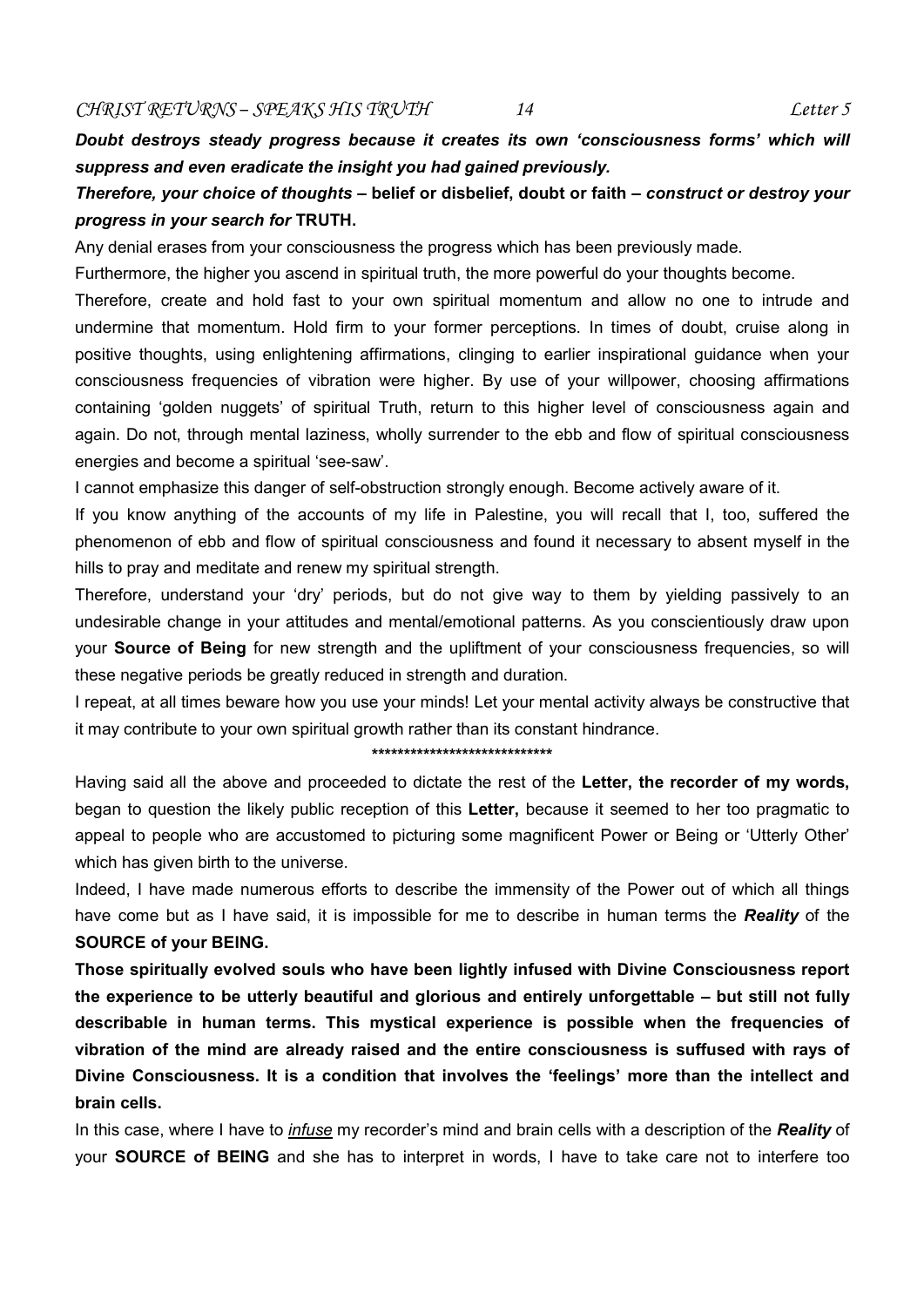***Doubt destroys steady progress because it creates its own 'consciousness forms' which will suppress and even eradicate the insight you had gained previously.***

***Therefore, your choice of thoughts* – belief or disbelief, doubt or faith –** ***construct or destroy your progress in your search for* TRUTH.**

Any denial erases from your consciousness the progress which has been previously made.

Furthermore, the higher you ascend in spiritual truth, the more powerful do your thoughts become.

Therefore, create and hold fast to your own spiritual momentum and allow no one to intrude and undermine that momentum. Hold firm to your former perceptions. In times of doubt, cruise along in positive thoughts, using enlightening affirmations, clinging to earlier inspirational guidance when your consciousness frequencies of vibration were higher. By use of your willpower, choosing affirmations containing 'golden nuggets' of spiritual Truth, return to this higher level of consciousness again and again. Do not, through mental laziness, wholly surrender to the ebb and flow of spiritual consciousness energies and become a spiritual 'see-saw'.

I cannot emphasize this danger of self-obstruction strongly enough. Become actively aware of it.

If you know anything of the accounts of my life in Palestine, you will recall that I, too, suffered the phenomenon of ebb and flow of spiritual consciousness and found it necessary to absent myself in the hills to pray and meditate and renew my spiritual strength.

Therefore, understand your 'dry' periods, but do not give way to them by yielding passively to an undesirable change in your attitudes and mental/emotional patterns. As you conscientiously draw upon your **Source of Being** for new strength and the upliftment of your consciousness frequencies, so will these negative periods be greatly reduced in strength and duration.

I repeat, at all times beware how you use your minds! Let your mental activity always be constructive that it may contribute to your own spiritual growth rather than its constant hindrance.

\*\*\*\*\*\*\*\*\*\*\*\*\*\*\*\*\*\*\*\*\*\*\*\*\*\*\*\*

Having said all the above and proceeded to dictate the rest of the **Letter, the recorder of my words,** began to question the likely public reception of this **Letter,** because it seemed to her too pragmatic to appeal to people who are accustomed to picturing some magnificent Power or Being or 'Utterly Other' which has given birth to the universe.

Indeed, I have made numerous efforts to describe the immensity of the Power out of which all things have come but as I have said, it is impossible for me to describe in human terms the ***Reality*** of the **SOURCE of your BEING.**

**Those spiritually evolved souls who have been lightly infused with Divine Consciousness report the experience to be utterly beautiful and glorious and entirely unforgettable – but still not fully describable in human terms. This mystical experience is possible when the frequencies of vibration of the mind are already raised and the entire consciousness is suffused with rays of Divine Consciousness. It is a condition that involves the 'feelings' more than the intellect and brain cells.**

In this case, where I have to *infuse* my recorder's mind and brain cells with a description of the ***Reality*** of your **SOURCE of BEING** and she has to interpret in words, I have to take care not to interfere too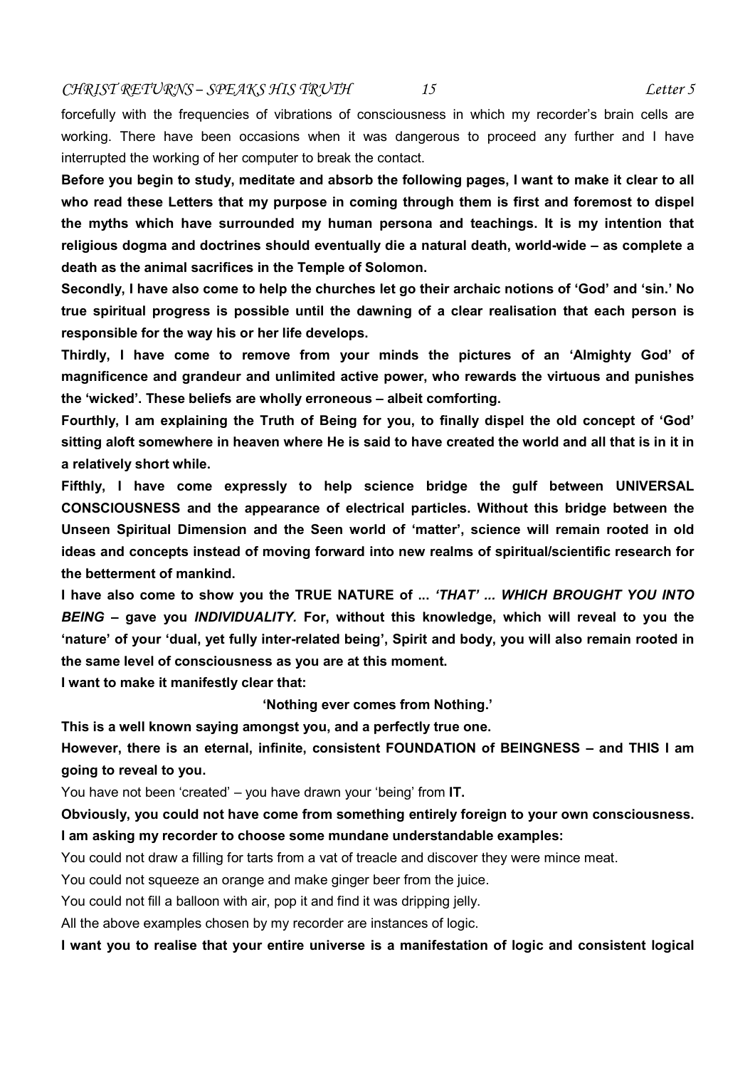forcefully with the frequencies of vibrations of consciousness in which my recorder's brain cells are working. There have been occasions when it was dangerous to proceed any further and I have interrupted the working of her computer to break the contact.

**Before you begin to study, meditate and absorb the following pages, I want to make it clear to all who read these Letters that my purpose in coming through them is first and foremost to dispel the myths which have surrounded my human persona and teachings. It is my intention that religious dogma and doctrines should eventually die a natural death, world-wide – as complete a death as the animal sacrifices in the Temple of Solomon.**

**Secondly, I have also come to help the churches let go their archaic notions of 'God' and 'sin.' No true spiritual progress is possible until the dawning of a clear realisation that each person is responsible for the way his or her life develops.**

**Thirdly, I have come to remove from your minds the pictures of an 'Almighty God' of magnificence and grandeur and unlimited active power, who rewards the virtuous and punishes the 'wicked'. These beliefs are wholly erroneous – albeit comforting.**

**Fourthly, I am explaining the Truth of Being for you, to finally dispel the old concept of 'God' sitting aloft somewhere in heaven where He is said to have created the world and all that is in it in a relatively short while.**

**Fifthly, I have come expressly to help science bridge the gulf between UNIVERSAL CONSCIOUSNESS and the appearance of electrical particles. Without this bridge between the Unseen Spiritual Dimension and the Seen world of 'matter', science will remain rooted in old ideas and concepts instead of moving forward into new realms of spiritual/scientific research for the betterment of mankind.**

**I have also come to show you the TRUE NATURE of ... *'THAT' ... WHICH BROUGHT YOU INTO BEING* – gave you *INDIVIDUALITY.* For, without this knowledge, which will reveal to you the 'nature' of your 'dual, yet fully inter-related being', Spirit and body, you will also remain rooted in the same level of consciousness as you are at this moment.**

**I want to make it manifestly clear that:**

**'Nothing ever comes from Nothing.'**

**This is a well known saying amongst you, and a perfectly true one.**

**However, there is an eternal, infinite, consistent FOUNDATION of BEINGNESS – and THIS I am going to reveal to you.**

You have not been 'created' – you have drawn your 'being' from **IT.**

**Obviously, you could not have come from something entirely foreign to your own consciousness.**

**I am asking my recorder to choose some mundane understandable examples:**

You could not draw a filling for tarts from a vat of treacle and discover they were mince meat.

You could not squeeze an orange and make ginger beer from the juice.

You could not fill a balloon with air, pop it and find it was dripping jelly.

All the above examples chosen by my recorder are instances of logic.

**I want you to realise that your entire universe is a manifestation of logic and consistent logical**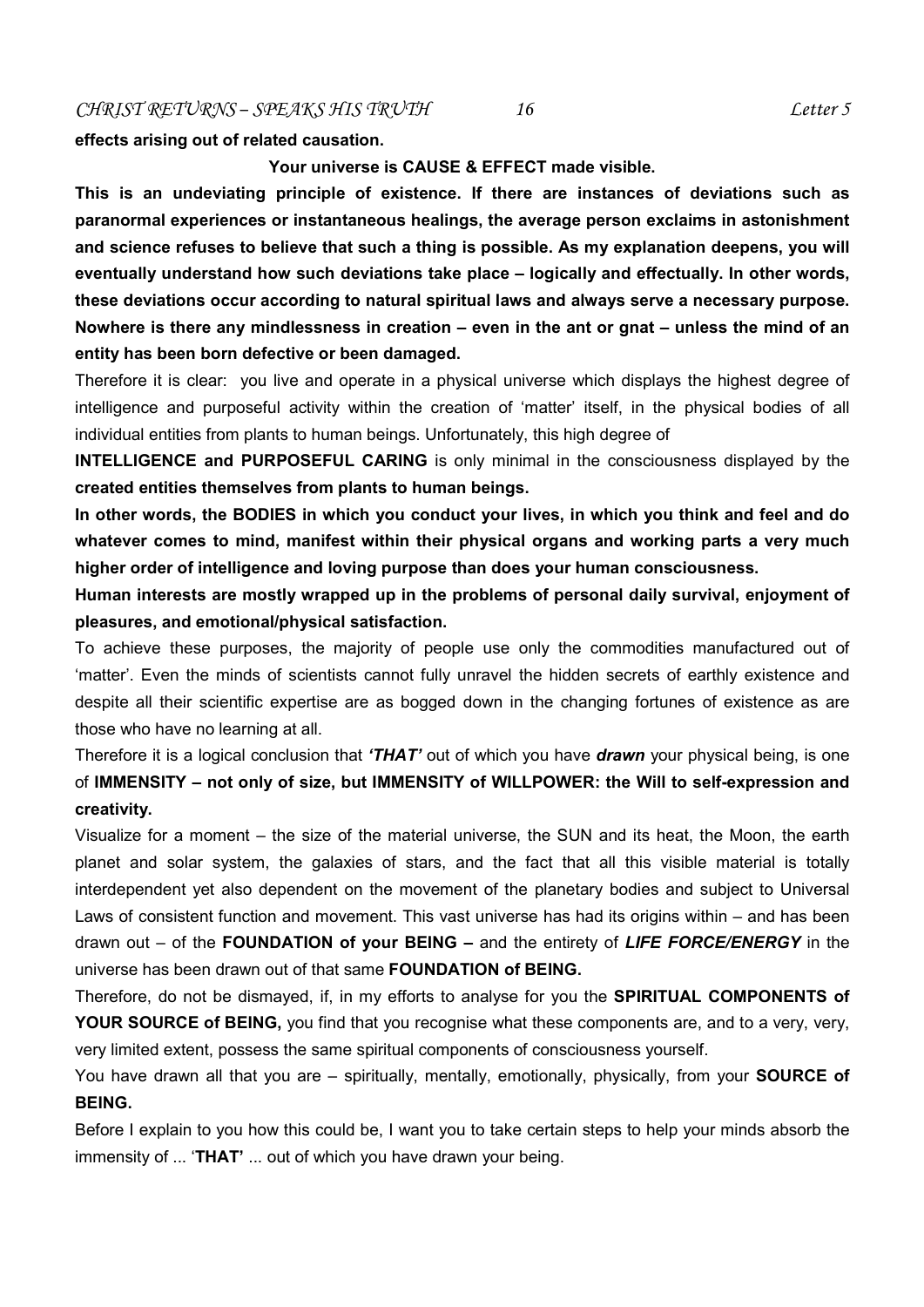**effects arising out of related causation.**

**Your universe is CAUSE & EFFECT made visible.**

**This is an undeviating principle of existence. If there are instances of deviations such as paranormal experiences or instantaneous healings, the average person exclaims in astonishment and science refuses to believe that such a thing is possible. As my explanation deepens, you will eventually understand how such deviations take place – logically and effectually. In other words, these deviations occur according to natural spiritual laws and always serve a necessary purpose. Nowhere is there any mindlessness in creation – even in the ant or gnat – unless the mind of an entity has been born defective or been damaged.**

Therefore it is clear: you live and operate in a physical universe which displays the highest degree of intelligence and purposeful activity within the creation of 'matter' itself, in the physical bodies of all individual entities from plants to human beings. Unfortunately, this high degree of **INTELLIGENCE and PURPOSEFUL CARING** is only minimal in the consciousness displayed by the **created entities themselves from plants to human beings.**

**In other words, the BODIES in which you conduct your lives, in which you think and feel and do whatever comes to mind, manifest within their physical organs and working parts a very much higher order of intelligence and loving purpose than does your human consciousness.**

**Human interests are mostly wrapped up in the problems of personal daily survival, enjoyment of pleasures, and emotional/physical satisfaction.**

To achieve these purposes, the majority of people use only the commodities manufactured out of 'matter'. Even the minds of scientists cannot fully unravel the hidden secrets of earthly existence and despite all their scientific expertise are as bogged down in the changing fortunes of existence as are those who have no learning at all.

Therefore it is a logical conclusion that ***'THAT'*** out of which you have ***drawn*** your physical being, is one of **IMMENSITY – not only of size, but IMMENSITY of WILLPOWER: the Will to self-expression and creativity.**

Visualize for a moment – the size of the material universe, the SUN and its heat, the Moon, the earth planet and solar system, the galaxies of stars, and the fact that all this visible material is totally interdependent yet also dependent on the movement of the planetary bodies and subject to Universal Laws of consistent function and movement. This vast universe has had its origins within – and has been drawn out – of the **FOUNDATION of your BEING –** and the entirety of ***LIFE FORCE/ENERGY*** in the universe has been drawn out of that same **FOUNDATION of BEING.**

Therefore, do not be dismayed, if, in my efforts to analyse for you the **SPIRITUAL COMPONENTS of YOUR SOURCE of BEING,** you find that you recognise what these components are, and to a very, very, very limited extent, possess the same spiritual components of consciousness yourself.

You have drawn all that you are – spiritually, mentally, emotionally, physically, from your **SOURCE of BEING.**

Before I explain to you how this could be, I want you to take certain steps to help your minds absorb the immensity of ... '**THAT'** ... out of which you have drawn your being.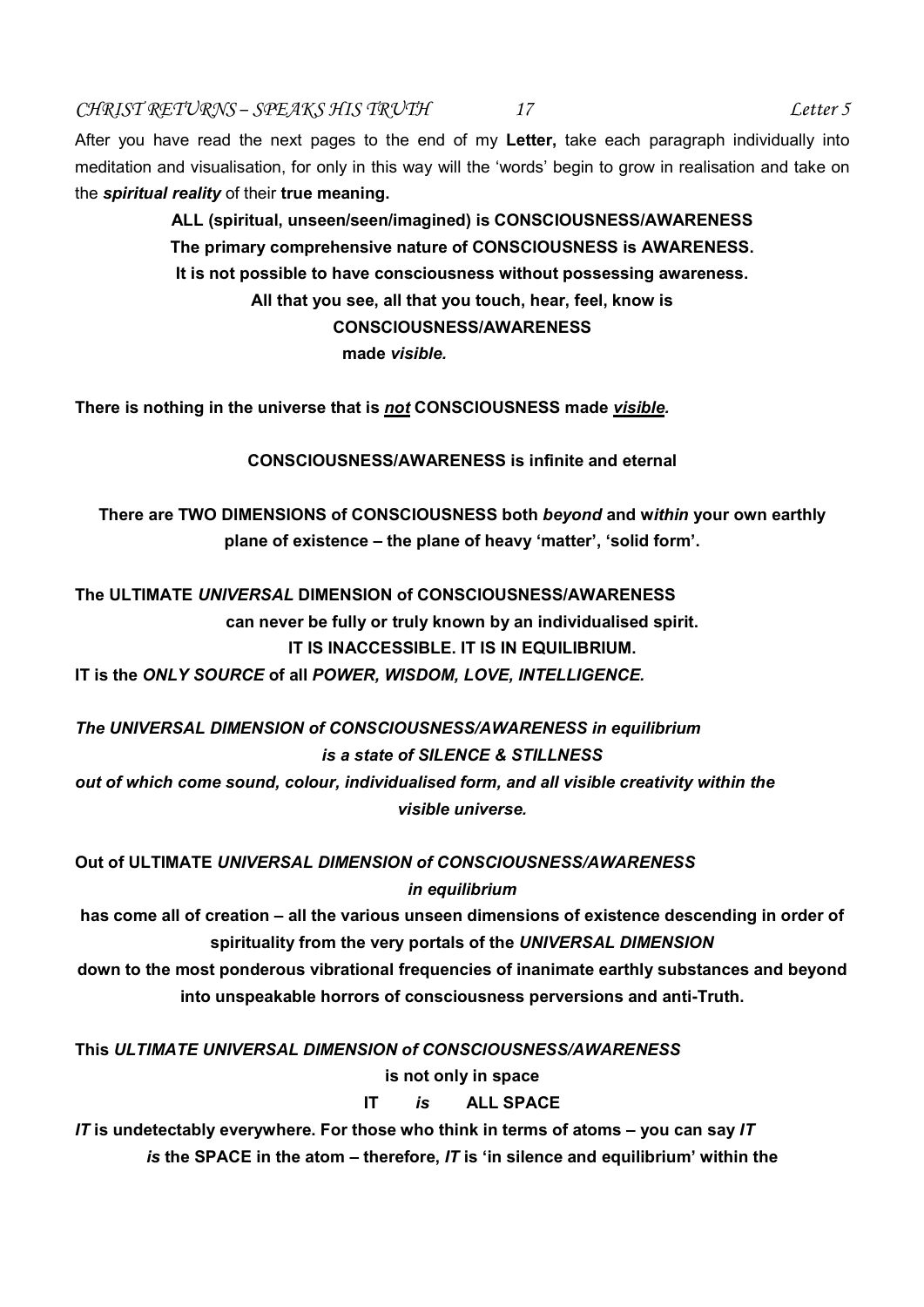After you have read the next pages to the end of my **Letter,** take each paragraph individually into meditation and visualisation, for only in this way will the 'words' begin to grow in realisation and take on the ***spiritual reality*** of their **true meaning.**

**ALL (spiritual, unseen/seen/imagined) is CONSCIOUSNESS/AWARENESS**
**The primary comprehensive nature of CONSCIOUSNESS is AWARENESS.**
**It is not possible to have consciousness without possessing awareness.**
**All that you see, all that you touch, hear, feel, know is**
**CONSCIOUSNESS/AWARENESS**
**made *visible.***

**There is nothing in the universe that is *not* CONSCIOUSNESS made *visible.***

**CONSCIOUSNESS/AWARENESS is infinite and eternal**

**There are TWO DIMENSIONS of CONSCIOUSNESS both *beyond* and w*ithin* your own earthly plane of existence – the plane of heavy 'matter', 'solid form'.**

**The ULTIMATE *UNIVERSAL* DIMENSION of CONSCIOUSNESS/AWARENESS**
**can never be fully or truly known by an individualised spirit.**
**IT IS INACCESSIBLE. IT IS IN EQUILIBRIUM.**
**IT is the *ONLY SOURCE* of all *POWER, WISDOM, LOVE, INTELLIGENCE.***

***The UNIVERSAL DIMENSION of CONSCIOUSNESS/AWARENESS in equilibrium***
***is a state of SILENCE & STILLNESS***
***out of which come sound, colour, individualised form, and all visible creativity within the visible universe.***

**Out of ULTIMATE *UNIVERSAL DIMENSION of CONSCIOUSNESS/AWARENESS***
***in equilibrium***
**has come all of creation – all the various unseen dimensions of existence descending in order of spirituality from the very portals of the *UNIVERSAL DIMENSION***
**down to the most ponderous vibrational frequencies of inanimate earthly substances and beyond into unspeakable horrors of consciousness perversions and anti-Truth.**

**This *ULTIMATE UNIVERSAL DIMENSION of CONSCIOUSNESS/AWARENESS***
**is not only in space**
**IT *is* ALL SPACE**
***IT* is undetectably everywhere. For those who think in terms of atoms – you can say *IT is* the SPACE in the atom – therefore, *IT* is 'in silence and equilibrium' within the**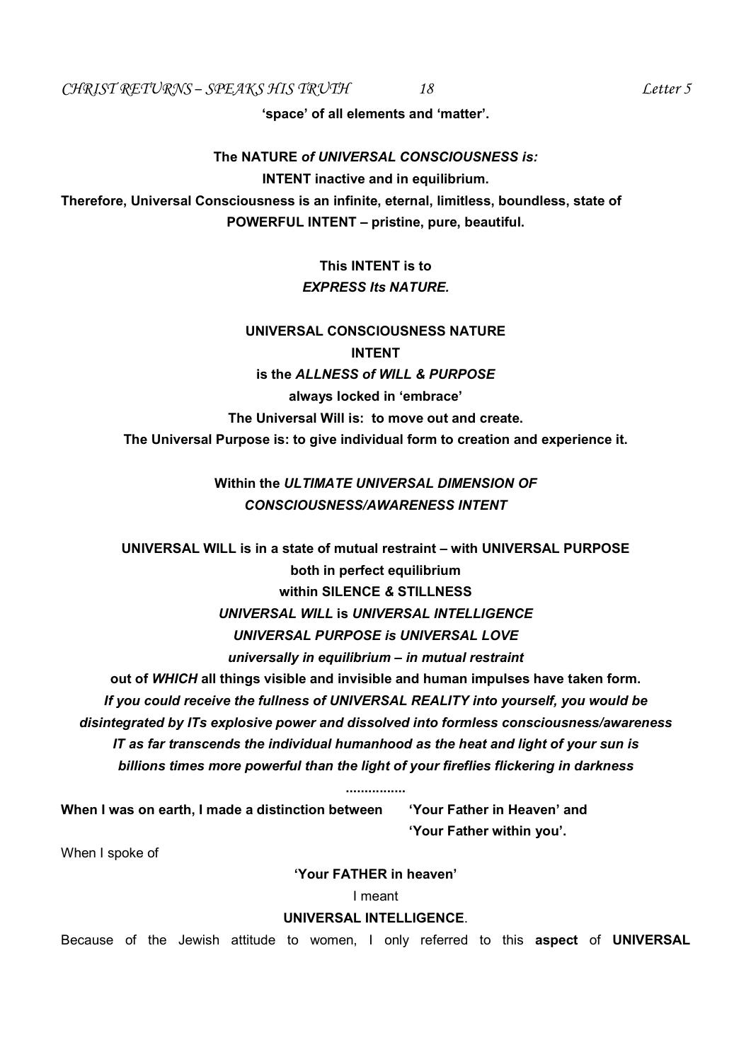**'space' of all elements and 'matter'.**

**The NATURE *of UNIVERSAL CONSCIOUSNESS is:***
**INTENT inactive and in equilibrium.**
**Therefore, Universal Consciousness is an infinite, eternal, limitless, boundless, state of POWERFUL INTENT – pristine, pure, beautiful.**

**This INTENT is to**
***EXPRESS Its NATURE.***

**UNIVERSAL CONSCIOUSNESS NATURE**
**INTENT**
**is the *ALLNESS of WILL & PURPOSE***
**always locked in 'embrace'**
**The Universal Will is: to move out and create.**
**The Universal Purpose is: to give individual form to creation and experience it.**

**Within the *ULTIMATE UNIVERSAL DIMENSION OF CONSCIOUSNESS/AWARENESS INTENT***

**UNIVERSAL WILL is in a state of mutual restraint – with UNIVERSAL PURPOSE**
**both in perfect equilibrium**
**within SILENCE & STILLNESS**
***UNIVERSAL WILL* is *UNIVERSAL INTELLIGENCE***
***UNIVERSAL PURPOSE is UNIVERSAL LOVE***
***universally in equilibrium – in mutual restraint***
**out of *WHICH* all things visible and invisible and human impulses have taken form.**
***If you could receive the fullness of UNIVERSAL REALITY into yourself, you would be disintegrated by ITs explosive power and dissolved into formless consciousness/awareness***
***IT as far transcends the individual humanhood as the heat and light of your sun is billions times more powerful than the light of your fireflies flickering in darkness***

**................**

**When I was on earth, I made a distinction between 'Your Father in Heaven' and 'Your Father within you'.**

When I spoke of

**'Your FATHER in heaven'**

I meant

**UNIVERSAL INTELLIGENCE**.

Because of the Jewish attitude to women, I only referred to this **aspect** of **UNIVERSAL**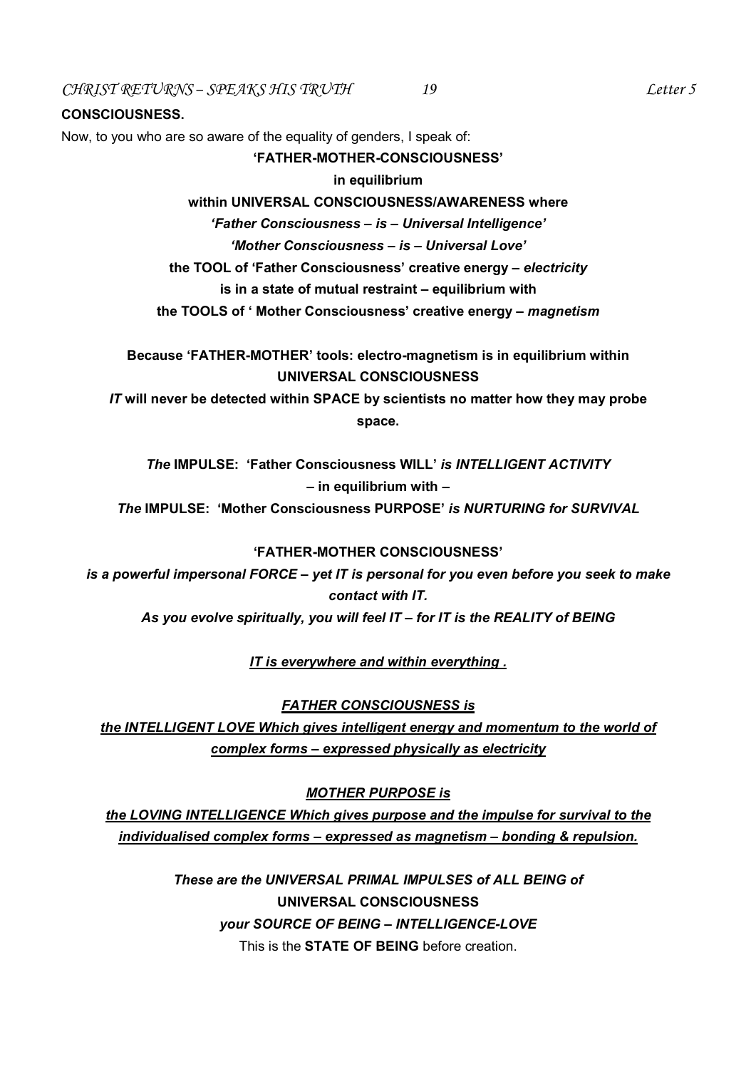**CONSCIOUSNESS.**

Now, to you who are so aware of the equality of genders, I speak of:

**'FATHER-MOTHER-CONSCIOUSNESS'**

**in equilibrium**

**within UNIVERSAL CONSCIOUSNESS/AWARENESS where**

***'Father Consciousness – is – Universal Intelligence'***

***'Mother Consciousness – is – Universal Love'***

**the TOOL of 'Father Consciousness' creative energy –** ***electricity***

**is in a state of mutual restraint – equilibrium with**

**the TOOLS of ' Mother Consciousness' creative energy –** ***magnetism***

**Because 'FATHER-MOTHER' tools: electro-magnetism is in equilibrium within UNIVERSAL CONSCIOUSNESS**

***IT*** **will never be detected within SPACE by scientists no matter how they may probe space.**

***The*** **IMPULSE: 'Father Consciousness WILL'** ***is INTELLIGENT ACTIVITY***

**– in equilibrium with –**

***The*** **IMPULSE: 'Mother Consciousness PURPOSE'** ***is NURTURING for SURVIVAL***

**'FATHER-MOTHER CONSCIOUSNESS'**

***is a powerful impersonal FORCE – yet IT is personal for you even before you seek to make contact with IT.***

***As you evolve spiritually, you will feel IT – for IT is the REALITY of BEING***

***<u>IT is everywhere and within everything .</u>***

***<u>FATHER CONSCIOUSNESS is</u>***

***<u>the INTELLIGENT LOVE Which gives intelligent energy and momentum to the world of complex forms – expressed physically as electricity</u>***

***<u>MOTHER PURPOSE is</u>***

***<u>the LOVING INTELLIGENCE Which gives purpose and the impulse for survival to the individualised complex forms – expressed as magnetism – bonding & repulsion.</u>***

***These are the UNIVERSAL PRIMAL IMPULSES of ALL BEING of***

**UNIVERSAL CONSCIOUSNESS**

***your SOURCE OF BEING – INTELLIGENCE-LOVE***

This is the **STATE OF BEING** before creation.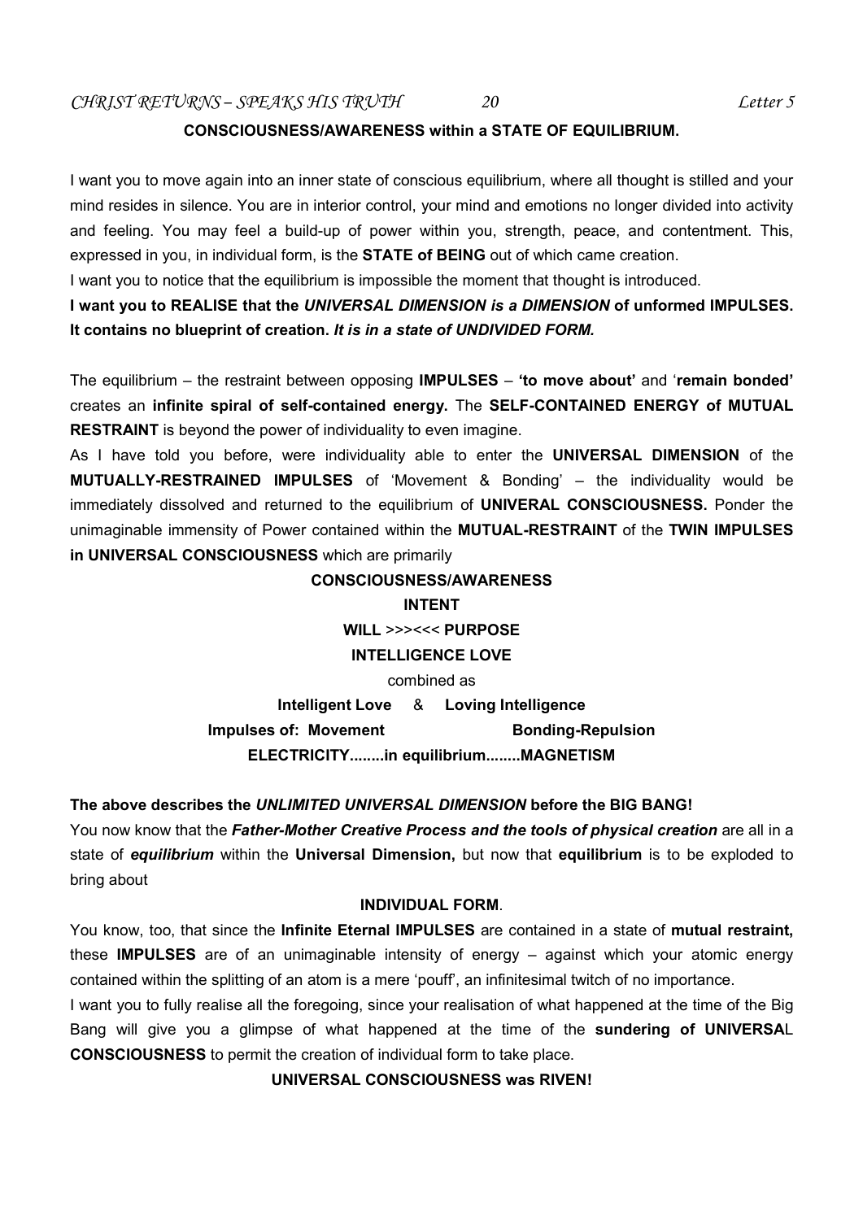**CONSCIOUSNESS/AWARENESS within a STATE OF EQUILIBRIUM.**

I want you to move again into an inner state of conscious equilibrium, where all thought is stilled and your mind resides in silence. You are in interior control, your mind and emotions no longer divided into activity and feeling. You may feel a build-up of power within you, strength, peace, and contentment. This, expressed in you, in individual form, is the **STATE of BEING** out of which came creation.

I want you to notice that the equilibrium is impossible the moment that thought is introduced.

**I want you to REALISE that the *UNIVERSAL DIMENSION is a DIMENSION* of unformed IMPULSES. It contains no blueprint of creation. *It is in a state of UNDIVIDED FORM.***

The equilibrium – the restraint between opposing **IMPULSES** – **'to move about'** and '**remain bonded'** creates an **infinite spiral of self-contained energy.** The **SELF-CONTAINED ENERGY of MUTUAL RESTRAINT** is beyond the power of individuality to even imagine.

As I have told you before, were individuality able to enter the **UNIVERSAL DIMENSION** of the **MUTUALLY-RESTRAINED IMPULSES** of 'Movement & Bonding' – the individuality would be immediately dissolved and returned to the equilibrium of **UNIVERAL CONSCIOUSNESS.** Ponder the unimaginable immensity of Power contained within the **MUTUAL-RESTRAINT** of the **TWIN IMPULSES in UNIVERSAL CONSCIOUSNESS** which are primarily

**CONSCIOUSNESS/AWARENESS**

**INTENT**

**WILL** >>><<< **PURPOSE**

**INTELLIGENCE LOVE**

combined as

**Intelligent Love** & **Loving Intelligence**

**Impulses of: Movement** **Bonding-Repulsion**

**ELECTRICITY........in equilibrium........MAGNETISM**

**The above describes the *UNLIMITED UNIVERSAL DIMENSION* before the BIG BANG!**

You now know that the ***Father-Mother Creative Process and the tools of physical creation*** are all in a state of ***equilibrium*** within the **Universal Dimension,** but now that **equilibrium** is to be exploded to bring about

**INDIVIDUAL FORM**.

You know, too, that since the **Infinite Eternal IMPULSES** are contained in a state of **mutual restraint,** these **IMPULSES** are of an unimaginable intensity of energy – against which your atomic energy contained within the splitting of an atom is a mere 'pouff', an infinitesimal twitch of no importance.

I want you to fully realise all the foregoing, since your realisation of what happened at the time of the Big Bang will give you a glimpse of what happened at the time of the **sundering of UNIVERSAL CONSCIOUSNESS** to permit the creation of individual form to take place.

**UNIVERSAL CONSCIOUSNESS was RIVEN!**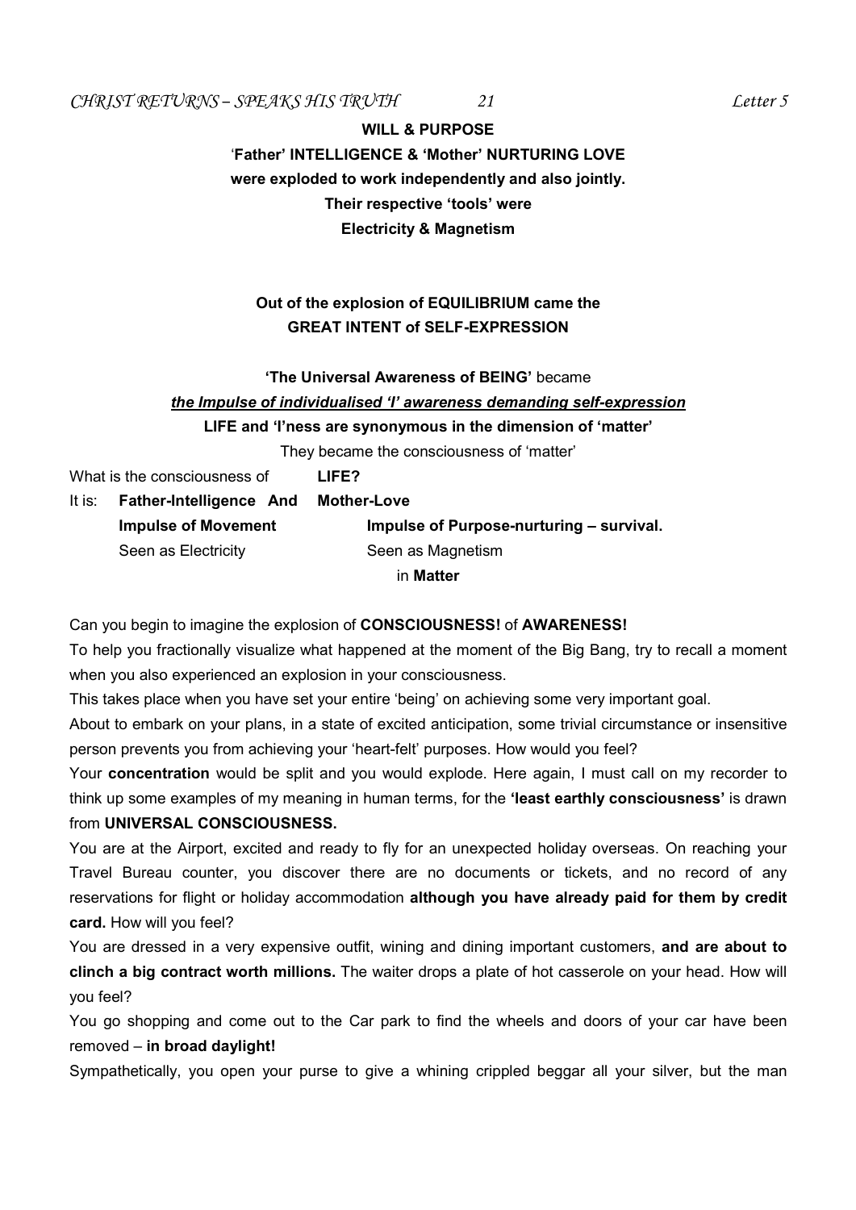**WILL & PURPOSE**
**'Father' INTELLIGENCE & 'Mother' NURTURING LOVE**
**were exploded to work independently and also jointly.**
**Their respective 'tools' were**
**Electricity & Magnetism**

**Out of the explosion of EQUILIBRIUM came the**
**GREAT INTENT of SELF-EXPRESSION**

**'The Universal Awareness of BEING'** became
***the Impulse of individualised 'I' awareness demanding self-expression***
**LIFE and 'I'ness are synonymous in the dimension of 'matter'**
They became the consciousness of 'matter'

What is the consciousness of **LIFE?**

It is: **Father-Intelligence And Mother-Love**

| | |
|---|---|
| **Impulse of Movement** | **Impulse of Purpose-nurturing – survival.** |
| Seen as Electricity | Seen as Magnetism |
| | in **Matter** |

Can you begin to imagine the explosion of **CONSCIOUSNESS!** of **AWARENESS!**

To help you fractionally visualize what happened at the moment of the Big Bang, try to recall a moment when you also experienced an explosion in your consciousness.

This takes place when you have set your entire 'being' on achieving some very important goal.

About to embark on your plans, in a state of excited anticipation, some trivial circumstance or insensitive person prevents you from achieving your 'heart-felt' purposes. How would you feel?

Your **concentration** would be split and you would explode. Here again, I must call on my recorder to think up some examples of my meaning in human terms, for the **'least earthly consciousness'** is drawn from **UNIVERSAL CONSCIOUSNESS.**

You are at the Airport, excited and ready to fly for an unexpected holiday overseas. On reaching your Travel Bureau counter, you discover there are no documents or tickets, and no record of any reservations for flight or holiday accommodation **although you have already paid for them by credit card.** How will you feel?

You are dressed in a very expensive outfit, wining and dining important customers, **and are about to clinch a big contract worth millions.** The waiter drops a plate of hot casserole on your head. How will you feel?

You go shopping and come out to the Car park to find the wheels and doors of your car have been removed – **in broad daylight!**

Sympathetically, you open your purse to give a whining crippled beggar all your silver, but the man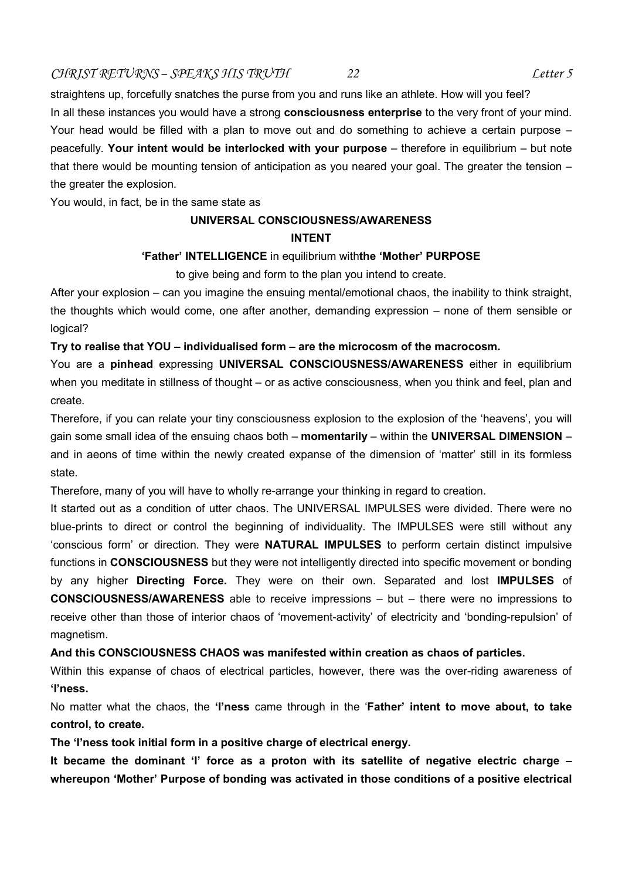straightens up, forcefully snatches the purse from you and runs like an athlete. How will you feel?

In all these instances you would have a strong **consciousness enterprise** to the very front of your mind. Your head would be filled with a plan to move out and do something to achieve a certain purpose – peacefully. **Your intent would be interlocked with your purpose** – therefore in equilibrium – but note that there would be mounting tension of anticipation as you neared your goal. The greater the tension – the greater the explosion.

You would, in fact, be in the same state as

**UNIVERSAL CONSCIOUSNESS/AWARENESS**

**INTENT**

**'Father' INTELLIGENCE** in equilibrium with**the 'Mother' PURPOSE**

to give being and form to the plan you intend to create.

After your explosion – can you imagine the ensuing mental/emotional chaos, the inability to think straight, the thoughts which would come, one after another, demanding expression – none of them sensible or logical?

**Try to realise that YOU – individualised form – are the microcosm of the macrocosm.**

You are a **pinhead** expressing **UNIVERSAL CONSCIOUSNESS/AWARENESS** either in equilibrium when you meditate in stillness of thought – or as active consciousness, when you think and feel, plan and create.

Therefore, if you can relate your tiny consciousness explosion to the explosion of the 'heavens', you will gain some small idea of the ensuing chaos both – **momentarily** – within the **UNIVERSAL DIMENSION** – and in aeons of time within the newly created expanse of the dimension of 'matter' still in its formless state.

Therefore, many of you will have to wholly re-arrange your thinking in regard to creation.

It started out as a condition of utter chaos. The UNIVERSAL IMPULSES were divided. There were no blue-prints to direct or control the beginning of individuality. The IMPULSES were still without any 'conscious form' or direction. They were **NATURAL IMPULSES** to perform certain distinct impulsive functions in **CONSCIOUSNESS** but they were not intelligently directed into specific movement or bonding by any higher **Directing Force.** They were on their own. Separated and lost **IMPULSES** of **CONSCIOUSNESS/AWARENESS** able to receive impressions – but – there were no impressions to receive other than those of interior chaos of 'movement-activity' of electricity and 'bonding-repulsion' of magnetism.

**And this CONSCIOUSNESS CHAOS was manifested within creation as chaos of particles.**

Within this expanse of chaos of electrical particles, however, there was the over-riding awareness of **'I'ness.**

No matter what the chaos, the **'I'ness** came through in the '**Father' intent to move about, to take control, to create.**

**The 'I'ness took initial form in a positive charge of electrical energy.**

**It became the dominant 'I' force as a proton with its satellite of negative electric charge – whereupon 'Mother' Purpose of bonding was activated in those conditions of a positive electrical**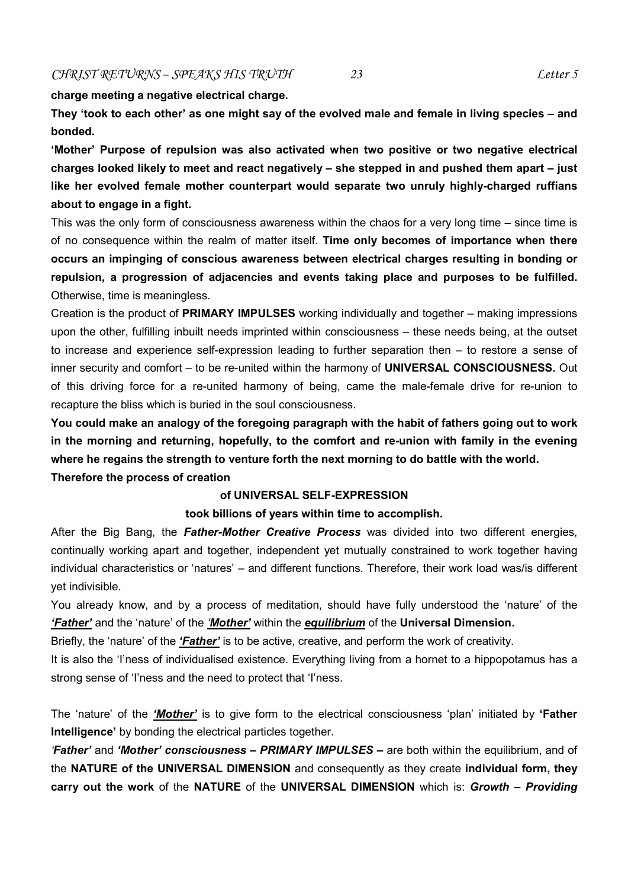**charge meeting a negative electrical charge.**

**They 'took to each other' as one might say of the evolved male and female in living species – and bonded.**

**'Mother' Purpose of repulsion was also activated when two positive or two negative electrical charges looked likely to meet and react negatively – she stepped in and pushed them apart – just like her evolved female mother counterpart would separate two unruly highly-charged ruffians about to engage in a fight.**

This was the only form of consciousness awareness within the chaos for a very long time **–** since time is of no consequence within the realm of matter itself. **Time only becomes of importance when there occurs an impinging of conscious awareness between electrical charges resulting in bonding or repulsion, a progression of adjacencies and events taking place and purposes to be fulfilled.** Otherwise, time is meaningless.

Creation is the product of **PRIMARY IMPULSES** working individually and together – making impressions upon the other, fulfilling inbuilt needs imprinted within consciousness – these needs being, at the outset to increase and experience self-expression leading to further separation then – to restore a sense of inner security and comfort – to be re-united within the harmony of **UNIVERSAL CONSCIOUSNESS.** Out of this driving force for a re-united harmony of being, came the male-female drive for re-union to recapture the bliss which is buried in the soul consciousness.

**You could make an analogy of the foregoing paragraph with the habit of fathers going out to work in the morning and returning, hopefully, to the comfort and re-union with family in the evening where he regains the strength to venture forth the next morning to do battle with the world.**

**Therefore the process of creation**

**of UNIVERSAL SELF-EXPRESSION**

**took billions of years within time to accomplish.**

After the Big Bang, the ***Father-Mother Creative Process*** was divided into two different energies, continually working apart and together, independent yet mutually constrained to work together having individual characteristics or 'natures' – and different functions. Therefore, their work load was/is different yet indivisible.

You already know, and by a process of meditation, should have fully understood the 'nature' of the ***'Father'*** and the 'nature' of the ***'Mother'*** within the ***equilibrium*** of the **Universal Dimension.**

Briefly, the 'nature' of the ***'Father'*** is to be active, creative, and perform the work of creativity.

It is also the 'I'ness of individualised existence. Everything living from a hornet to a hippopotamus has a strong sense of 'I'ness and the need to protect that 'I'ness.

The 'nature' of the ***'Mother'*** is to give form to the electrical consciousness 'plan' initiated by **'Father Intelligence'** by bonding the electrical particles together.

***'Father'*** and ***'Mother' consciousness – PRIMARY IMPULSES –*** are both within the equilibrium, and of the **NATURE of the UNIVERSAL DIMENSION** and consequently as they create **individual form, they carry out the work** of the **NATURE** of the **UNIVERSAL DIMENSION** which is: ***Growth – Providing***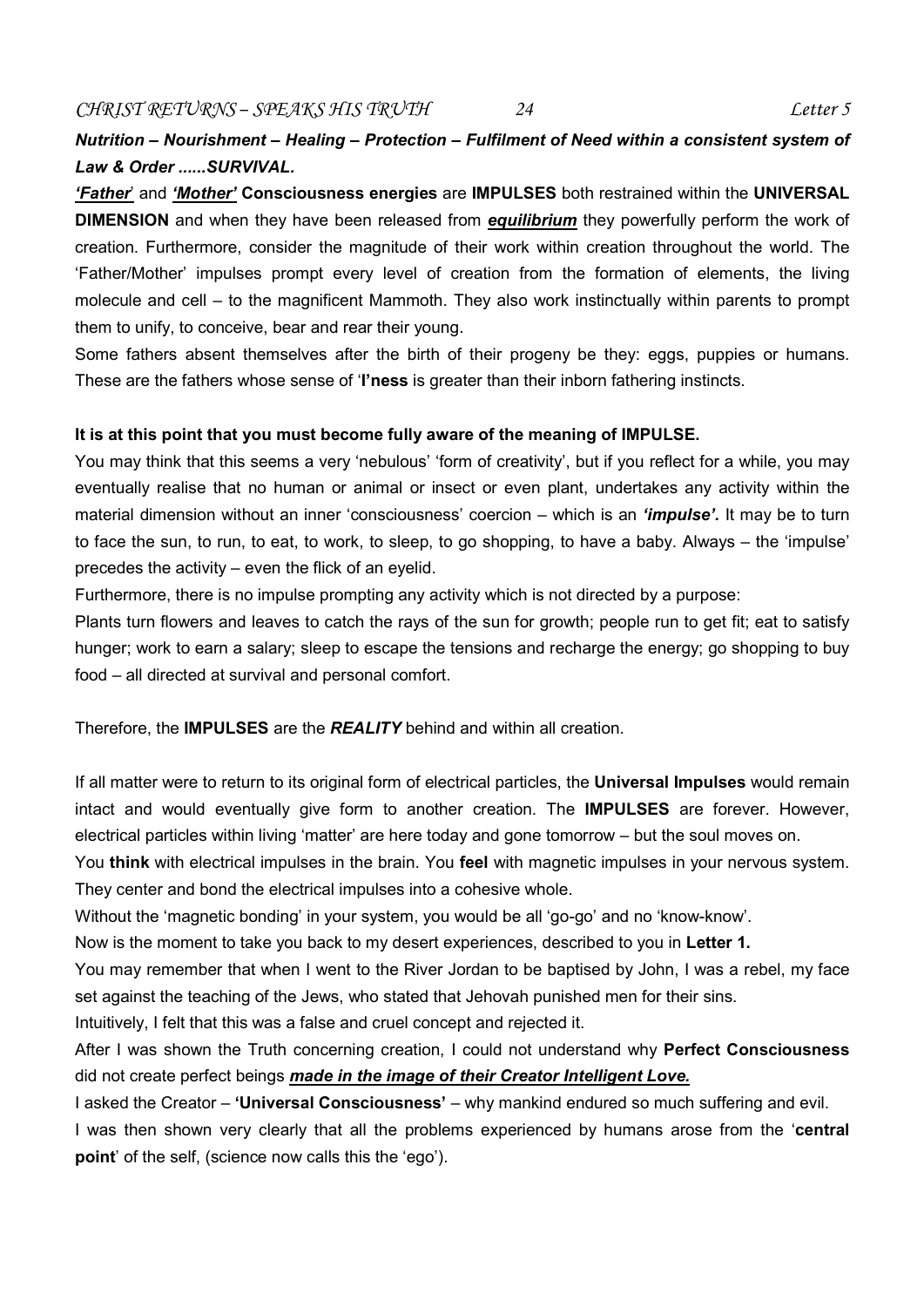***Nutrition – Nourishment – Healing – Protection – Fulfilment of Need within a consistent system of Law & Order ......SURVIVAL.***

***<u>'Father</u>'*** and ***<u>'Mother'</u>*** **Consciousness energies** are **IMPULSES** both restrained within the **UNIVERSAL DIMENSION** and when they have been released from ***<u>equilibrium</u>*** they powerfully perform the work of creation. Furthermore, consider the magnitude of their work within creation throughout the world. The 'Father/Mother' impulses prompt every level of creation from the formation of elements, the living molecule and cell – to the magnificent Mammoth. They also work instinctually within parents to prompt them to unify, to conceive, bear and rear their young.

Some fathers absent themselves after the birth of their progeny be they: eggs, puppies or humans. These are the fathers whose sense of '**I'ness** is greater than their inborn fathering instincts.

**It is at this point that you must become fully aware of the meaning of IMPULSE.**

You may think that this seems a very 'nebulous' 'form of creativity', but if you reflect for a while, you may eventually realise that no human or animal or insect or even plant, undertakes any activity within the material dimension without an inner 'consciousness' coercion – which is an ***'impulse'.*** It may be to turn to face the sun, to run, to eat, to work, to sleep, to go shopping, to have a baby. Always – the 'impulse' precedes the activity – even the flick of an eyelid.

Furthermore, there is no impulse prompting any activity which is not directed by a purpose:

Plants turn flowers and leaves to catch the rays of the sun for growth; people run to get fit; eat to satisfy hunger; work to earn a salary; sleep to escape the tensions and recharge the energy; go shopping to buy food – all directed at survival and personal comfort.

Therefore, the **IMPULSES** are the ***REALITY*** behind and within all creation.

If all matter were to return to its original form of electrical particles, the **Universal Impulses** would remain intact and would eventually give form to another creation. The **IMPULSES** are forever. However, electrical particles within living 'matter' are here today and gone tomorrow – but the soul moves on.

You **think** with electrical impulses in the brain. You **feel** with magnetic impulses in your nervous system. They center and bond the electrical impulses into a cohesive whole.

Without the 'magnetic bonding' in your system, you would be all 'go-go' and no 'know-know'.

Now is the moment to take you back to my desert experiences, described to you in **Letter 1.**

You may remember that when I went to the River Jordan to be baptised by John, I was a rebel, my face set against the teaching of the Jews, who stated that Jehovah punished men for their sins.

Intuitively, I felt that this was a false and cruel concept and rejected it.

After I was shown the Truth concerning creation, I could not understand why **Perfect Consciousness** did not create perfect beings ***<u>made in the image of their Creator Intelligent Love.</u>***

I asked the Creator – **'Universal Consciousness'** – why mankind endured so much suffering and evil.

I was then shown very clearly that all the problems experienced by humans arose from the '**central point**' of the self, (science now calls this the 'ego').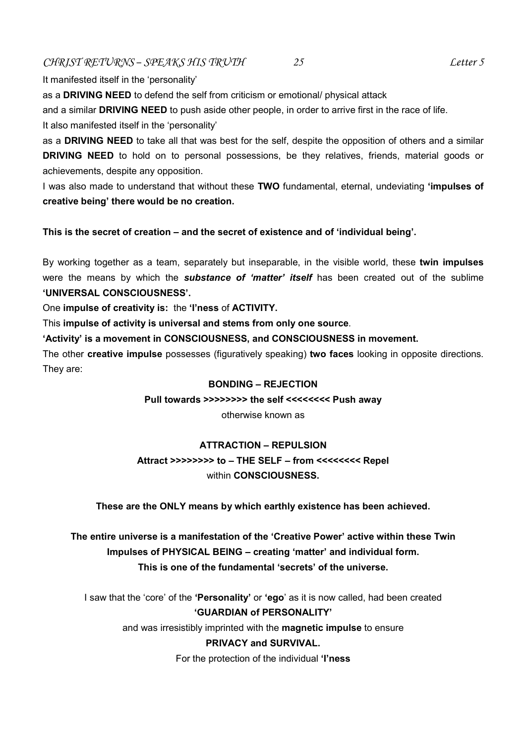It manifested itself in the 'personality'

as a **DRIVING NEED** to defend the self from criticism or emotional/ physical attack

and a similar **DRIVING NEED** to push aside other people, in order to arrive first in the race of life.

It also manifested itself in the 'personality'

as a **DRIVING NEED** to take all that was best for the self, despite the opposition of others and a similar **DRIVING NEED** to hold on to personal possessions, be they relatives, friends, material goods or achievements, despite any opposition.

I was also made to understand that without these **TWO** fundamental, eternal, undeviating **'impulses of creative being' there would be no creation.**

**This is the secret of creation – and the secret of existence and of 'individual being'.**

By working together as a team, separately but inseparable, in the visible world, these **twin impulses** were the means by which the ***substance of 'matter' itself*** has been created out of the sublime **'UNIVERSAL CONSCIOUSNESS'.**

One **impulse of creativity is:** the **'I'ness** of **ACTIVITY.**

This **impulse of activity is universal and stems from only one source**.

**'Activity' is a movement in CONSCIOUSNESS, and CONSCIOUSNESS in movement.**

The other **creative impulse** possesses (figuratively speaking) **two faces** looking in opposite directions. They are:

**BONDING – REJECTION**

**Pull towards >>>>>>>> the self <<<<<<<< Push away**

otherwise known as

**ATTRACTION – REPULSION**

**Attract >>>>>>>> to – THE SELF – from <<<<<<<< Repel**

within **CONSCIOUSNESS.**

**These are the ONLY means by which earthly existence has been achieved.**

**The entire universe is a manifestation of the 'Creative Power' active within these Twin Impulses of PHYSICAL BEING – creating 'matter' and individual form.**
**This is one of the fundamental 'secrets' of the universe.**

I saw that the 'core' of the **'Personality'** or **'ego**' as it is now called, had been created

**'GUARDIAN of PERSONALITY'**

and was irresistibly imprinted with the **magnetic impulse** to ensure

**PRIVACY and SURVIVAL.**

For the protection of the individual **'I'ness**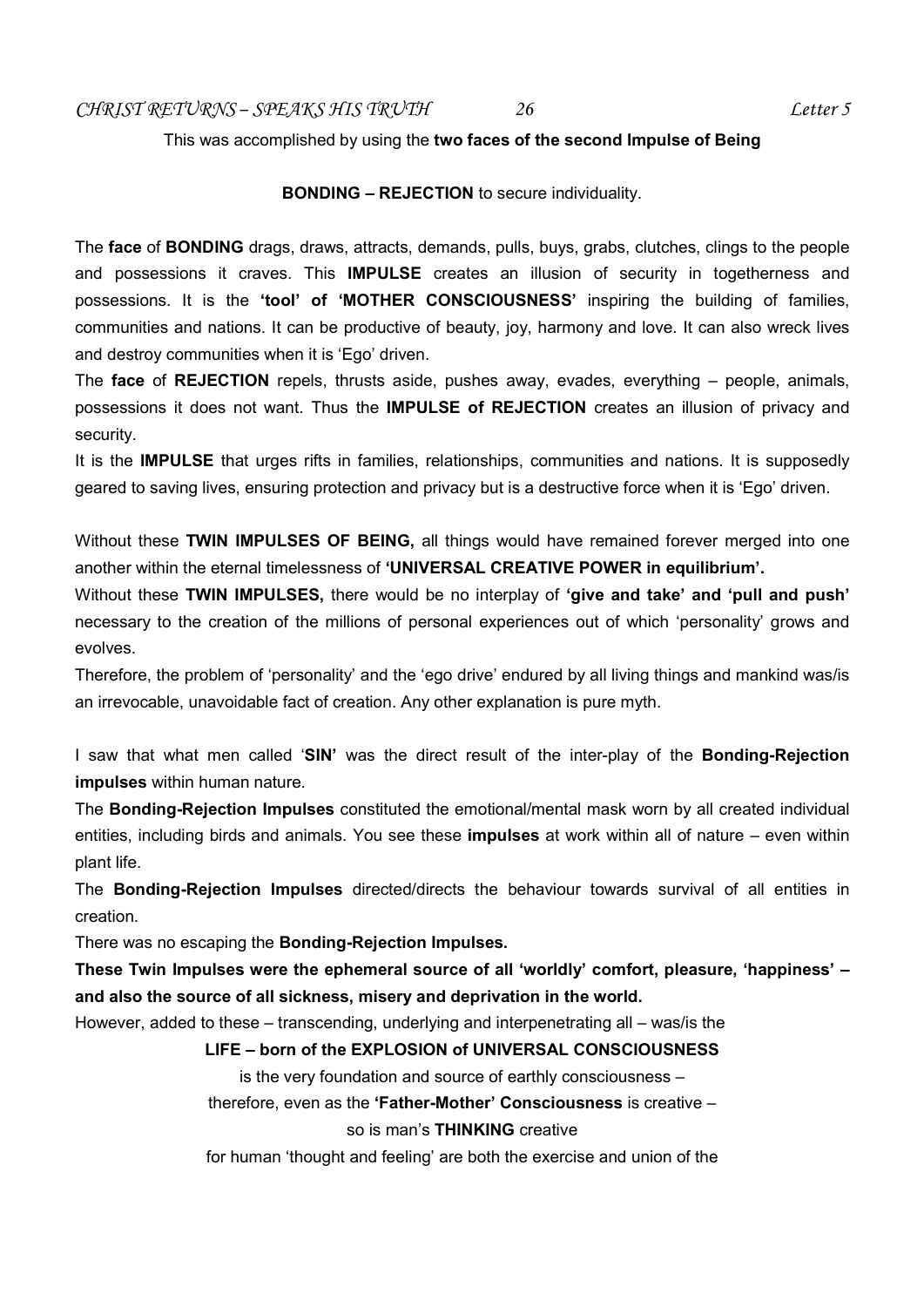This was accomplished by using the **two faces of the second Impulse of Being**

**BONDING – REJECTION** to secure individuality.

The **face** of **BONDING** drags, draws, attracts, demands, pulls, buys, grabs, clutches, clings to the people and possessions it craves. This **IMPULSE** creates an illusion of security in togetherness and possessions. It is the **'tool' of 'MOTHER CONSCIOUSNESS'** inspiring the building of families, communities and nations. It can be productive of beauty, joy, harmony and love. It can also wreck lives and destroy communities when it is 'Ego' driven.

The **face** of **REJECTION** repels, thrusts aside, pushes away, evades, everything – people, animals, possessions it does not want. Thus the **IMPULSE of REJECTION** creates an illusion of privacy and security.

It is the **IMPULSE** that urges rifts in families, relationships, communities and nations. It is supposedly geared to saving lives, ensuring protection and privacy but is a destructive force when it is 'Ego' driven.

Without these **TWIN IMPULSES OF BEING,** all things would have remained forever merged into one another within the eternal timelessness of **'UNIVERSAL CREATIVE POWER in equilibrium'.**

Without these **TWIN IMPULSES,** there would be no interplay of **'give and take' and 'pull and push'** necessary to the creation of the millions of personal experiences out of which 'personality' grows and evolves.

Therefore, the problem of 'personality' and the 'ego drive' endured by all living things and mankind was/is an irrevocable, unavoidable fact of creation. Any other explanation is pure myth.

I saw that what men called '**SIN**' was the direct result of the inter-play of the **Bonding-Rejection impulses** within human nature.

The **Bonding-Rejection Impulses** constituted the emotional/mental mask worn by all created individual entities, including birds and animals. You see these **impulses** at work within all of nature – even within plant life.

The **Bonding-Rejection Impulses** directed/directs the behaviour towards survival of all entities in creation.

There was no escaping the **Bonding-Rejection Impulses.**

**These Twin Impulses were the ephemeral source of all 'worldly' comfort, pleasure, 'happiness' – and also the source of all sickness, misery and deprivation in the world.**

However, added to these – transcending, underlying and interpenetrating all – was/is the

**LIFE – born of the EXPLOSION of UNIVERSAL CONSCIOUSNESS**

is the very foundation and source of earthly consciousness –

therefore, even as the **'Father-Mother' Consciousness** is creative –

so is man's **THINKING** creative

for human 'thought and feeling' are both the exercise and union of the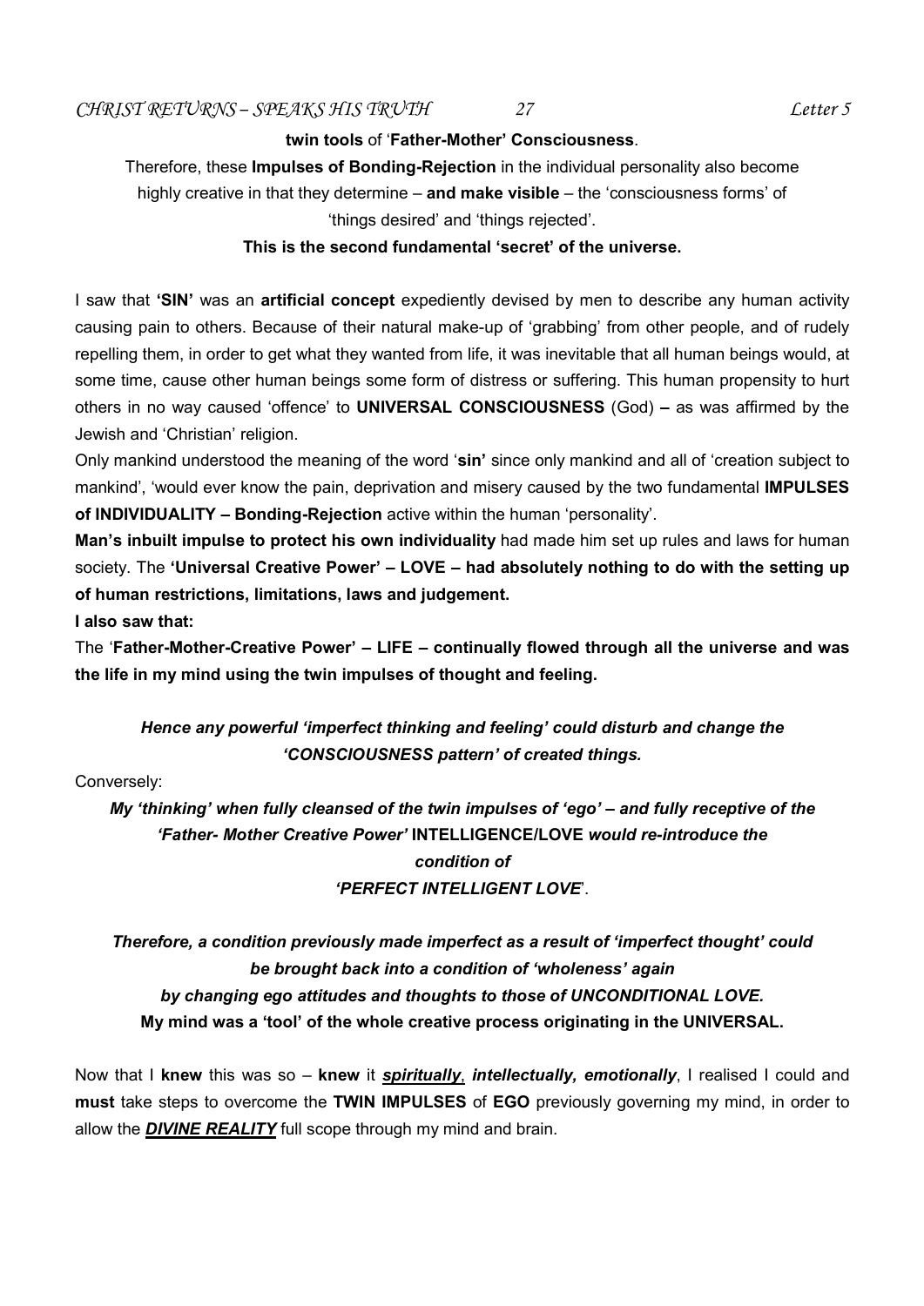**twin tools** of '**Father-Mother' Consciousness**.

Therefore, these **Impulses of Bonding-Rejection** in the individual personality also become highly creative in that they determine – **and make visible** – the 'consciousness forms' of 'things desired' and 'things rejected'.

**This is the second fundamental 'secret' of the universe.**

I saw that **'SIN'** was an **artificial concept** expediently devised by men to describe any human activity causing pain to others. Because of their natural make-up of 'grabbing' from other people, and of rudely repelling them, in order to get what they wanted from life, it was inevitable that all human beings would, at some time, cause other human beings some form of distress or suffering. This human propensity to hurt others in no way caused 'offence' to **UNIVERSAL CONSCIOUSNESS** (God) **–** as was affirmed by the Jewish and 'Christian' religion.

Only mankind understood the meaning of the word '**sin'** since only mankind and all of 'creation subject to mankind', 'would ever know the pain, deprivation and misery caused by the two fundamental **IMPULSES of INDIVIDUALITY – Bonding-Rejection** active within the human 'personality'.

**Man's inbuilt impulse to protect his own individuality** had made him set up rules and laws for human society. The **'Universal Creative Power' – LOVE – had absolutely nothing to do with the setting up of human restrictions, limitations, laws and judgement.**

**I also saw that:**

The '**Father-Mother-Creative Power' – LIFE – continually flowed through all the universe and was the life in my mind using the twin impulses of thought and feeling.**

***Hence any powerful 'imperfect thinking and feeling' could disturb and change the 'CONSCIOUSNESS pattern' of created things.***

Conversely:

***My 'thinking' when fully cleansed of the twin impulses of 'ego' – and fully receptive of the 'Father- Mother Creative Power'* INTELLIGENCE/LOVE *would re-introduce the condition of 'PERFECT INTELLIGENT LOVE*'.**

***Therefore, a condition previously made imperfect as a result of 'imperfect thought' could be brought back into a condition of 'wholeness' again by changing ego attitudes and thoughts to those of UNCONDITIONAL LOVE.***

**My mind was a 'tool' of the whole creative process originating in the UNIVERSAL.**

Now that I **knew** this was so – **knew** it ***spiritually***, ***intellectually, emotionally***, I realised I could and **must** take steps to overcome the **TWIN IMPULSES** of **EGO** previously governing my mind, in order to allow the ***DIVINE REALITY*** full scope through my mind and brain.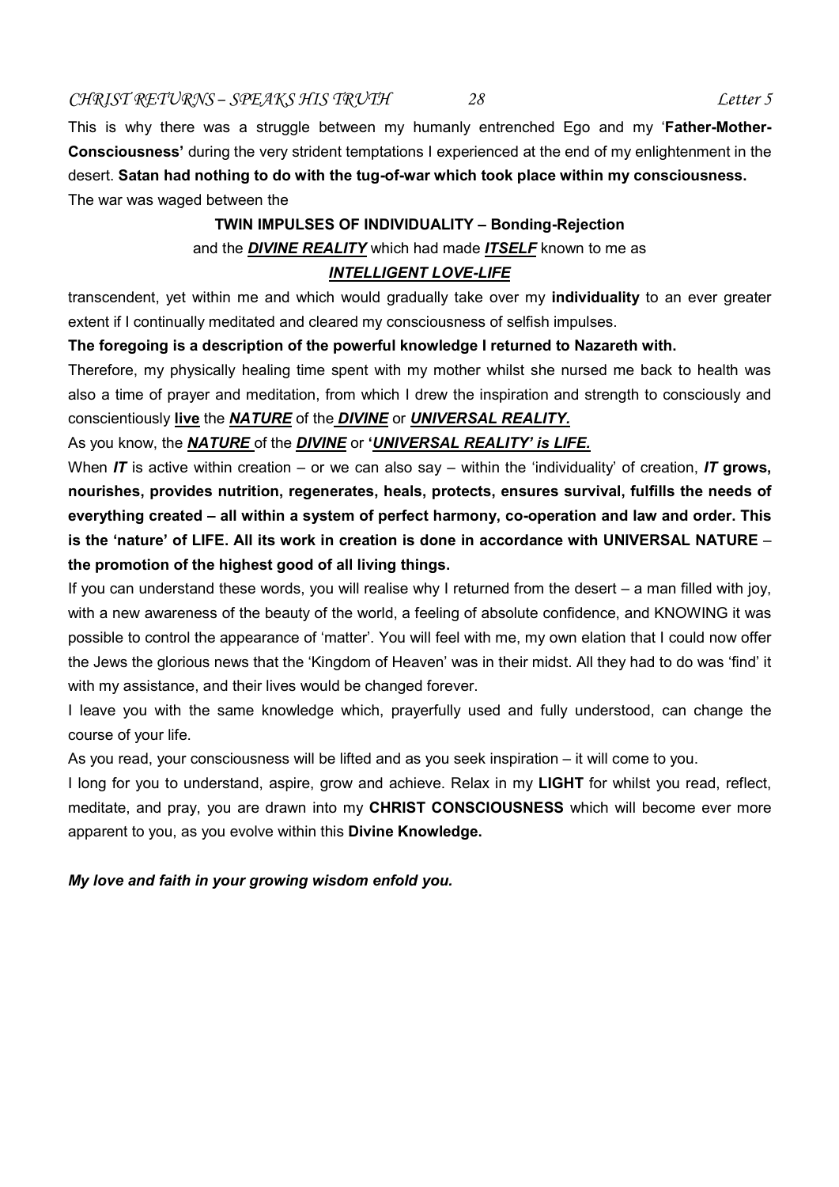This is why there was a struggle between my humanly entrenched Ego and my '**Father-Mother-Consciousness'** during the very strident temptations I experienced at the end of my enlightenment in the desert. **Satan had nothing to do with the tug-of-war which took place within my consciousness.** The war was waged between the

**TWIN IMPULSES OF INDIVIDUALITY – Bonding-Rejection**

and the ***DIVINE REALITY*** which had made ***ITSELF*** known to me as

***INTELLIGENT LOVE-LIFE***

transcendent, yet within me and which would gradually take over my **individuality** to an ever greater extent if I continually meditated and cleared my consciousness of selfish impulses.

**The foregoing is a description of the powerful knowledge I returned to Nazareth with.**

Therefore, my physically healing time spent with my mother whilst she nursed me back to health was also a time of prayer and meditation, from which I drew the inspiration and strength to consciously and conscientiously **live** the ***NATURE*** of the ***DIVINE*** or ***UNIVERSAL REALITY.***

As you know, the ***NATURE*** of the ***DIVINE*** or **'*UNIVERSAL REALITY' is LIFE.***

When ***IT*** is active within creation – or we can also say – within the 'individuality' of creation, ***IT*** **grows, nourishes, provides nutrition, regenerates, heals, protects, ensures survival, fulfills the needs of everything created – all within a system of perfect harmony, co-operation and law and order. This is the 'nature' of LIFE. All its work in creation is done in accordance with UNIVERSAL NATURE** – **the promotion of the highest good of all living things.**

If you can understand these words, you will realise why I returned from the desert – a man filled with joy, with a new awareness of the beauty of the world, a feeling of absolute confidence, and KNOWING it was possible to control the appearance of 'matter'. You will feel with me, my own elation that I could now offer the Jews the glorious news that the 'Kingdom of Heaven' was in their midst. All they had to do was 'find' it with my assistance, and their lives would be changed forever.

I leave you with the same knowledge which, prayerfully used and fully understood, can change the course of your life.

As you read, your consciousness will be lifted and as you seek inspiration – it will come to you.

I long for you to understand, aspire, grow and achieve. Relax in my **LIGHT** for whilst you read, reflect, meditate, and pray, you are drawn into my **CHRIST CONSCIOUSNESS** which will become ever more apparent to you, as you evolve within this **Divine Knowledge.**

***My love and faith in your growing wisdom enfold you.***